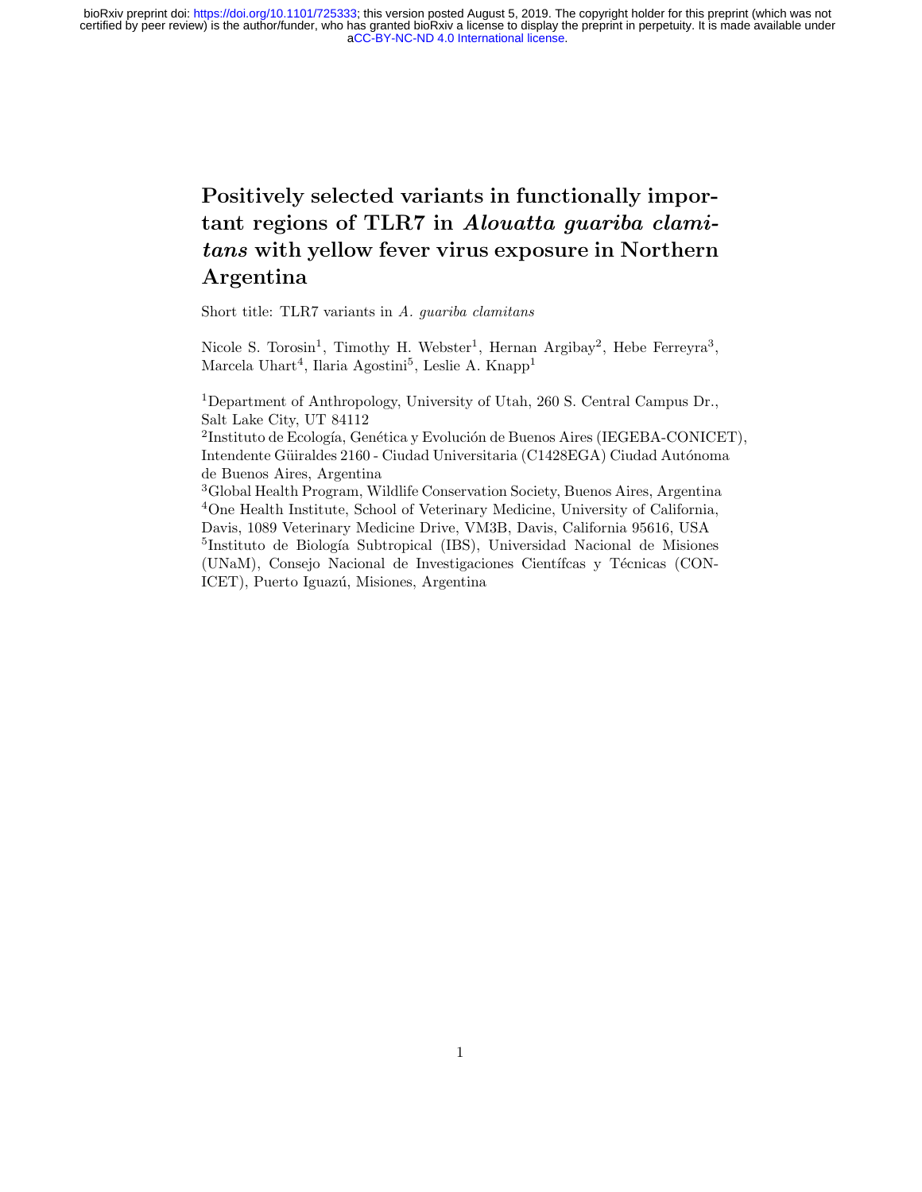# Positively selected variants in functionally important regions of TLR7 in *Alouatta guariba clamitans* with yellow fever virus exposure in Northern Argentina

Short title: TLR7 variants in *A. guariba clamitans*

Nicole S. Torosin[1], Timothy H. Webster[1], Hernan Argibay[2], Hebe Ferreyra[3], Marcela Uhart[4], Ilaria Agostini[5], Leslie A. Knapp[1]

[1]Department of Anthropology, University of Utah, 260 S. Central Campus Dr., Salt Lake City, UT 84112

[2]Instituto de Ecología, Genética y Evolución de Buenos Aires (IEGEBA-CONICET), Intendente Güiraldes 2160 - Ciudad Universitaria (C1428EGA) Ciudad Autónoma de Buenos Aires, Argentina

[3]Global Health Program, Wildlife Conservation Society, Buenos Aires, Argentina

[4]One Health Institute, School of Veterinary Medicine, University of California, Davis, 1089 Veterinary Medicine Drive, VM3B, Davis, California 95616, USA

[5]Instituto de Biología Subtropical (IBS), Universidad Nacional de Misiones (UNaM), Consejo Nacional de Investigaciones Científcas y Técnicas (CONICET), Puerto Iguazú, Misiones, Argentina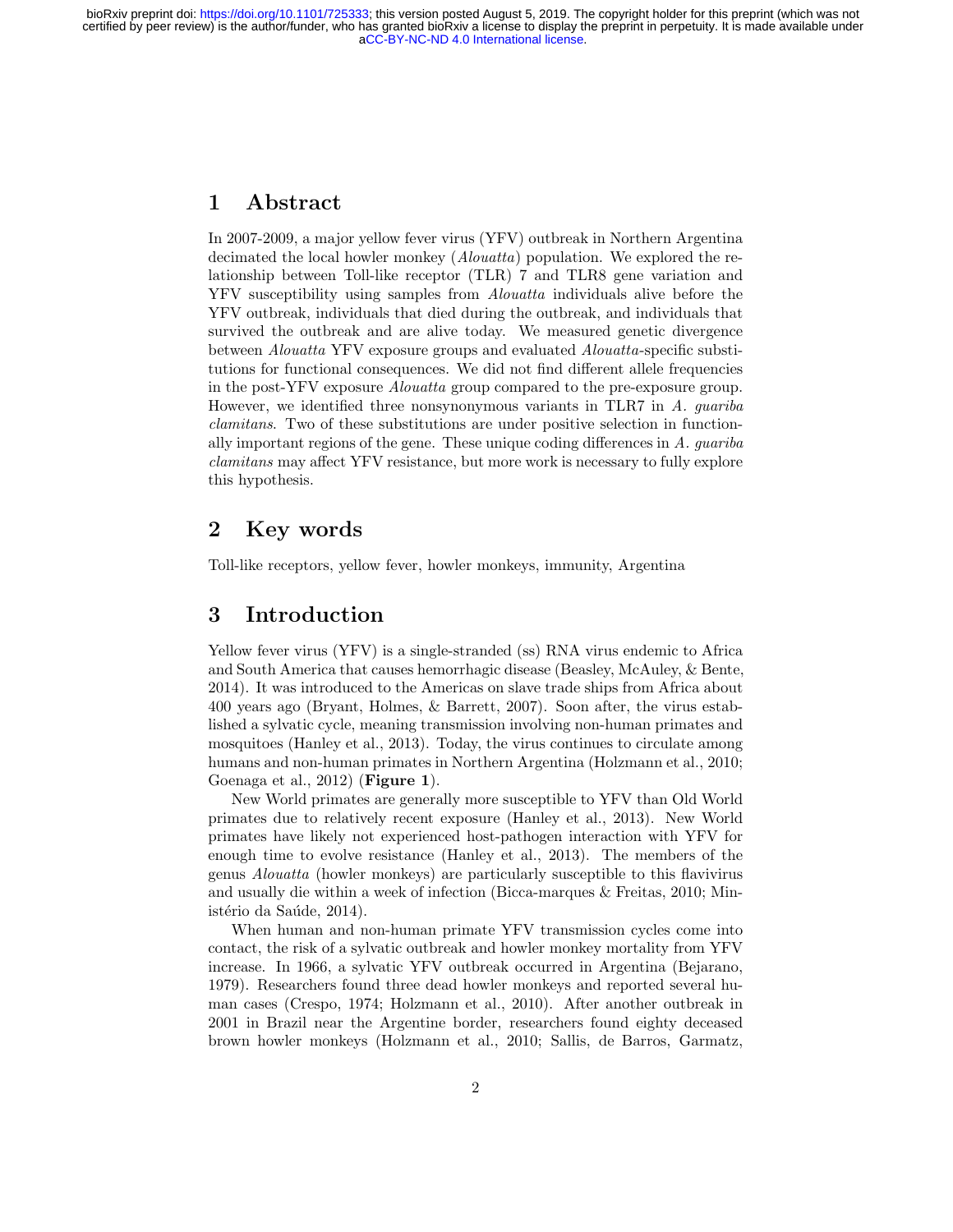# 1 Abstract

In 2007-2009, a major yellow fever virus (YFV) outbreak in Northern Argentina decimated the local howler monkey (*Alouatta*) population. We explored the relationship between Toll-like receptor (TLR) 7 and TLR8 gene variation and YFV susceptibility using samples from *Alouatta* individuals alive before the YFV outbreak, individuals that died during the outbreak, and individuals that survived the outbreak and are alive today. We measured genetic divergence between *Alouatta* YFV exposure groups and evaluated *Alouatta*-specific substitutions for functional consequences. We did not find different allele frequencies in the post-YFV exposure *Alouatta* group compared to the pre-exposure group. However, we identified three nonsynonymous variants in TLR7 in *A. guariba clamitans*. Two of these substitutions are under positive selection in functionally important regions of the gene. These unique coding differences in *A. guariba clamitans* may affect YFV resistance, but more work is necessary to fully explore this hypothesis.

# 2 Key words

Toll-like receptors, yellow fever, howler monkeys, immunity, Argentina

# 3 Introduction

Yellow fever virus (YFV) is a single-stranded (ss) RNA virus endemic to Africa and South America that causes hemorrhagic disease (Beasley, McAuley, & Bente, 2014). It was introduced to the Americas on slave trade ships from Africa about 400 years ago (Bryant, Holmes, & Barrett, 2007). Soon after, the virus established a sylvatic cycle, meaning transmission involving non-human primates and mosquitoes (Hanley et al., 2013). Today, the virus continues to circulate among humans and non-human primates in Northern Argentina (Holzmann et al., 2010; Goenaga et al., 2012) (**Figure 1**).

New World primates are generally more susceptible to YFV than Old World primates due to relatively recent exposure (Hanley et al., 2013). New World primates have likely not experienced host-pathogen interaction with YFV for enough time to evolve resistance (Hanley et al., 2013). The members of the genus *Alouatta* (howler monkeys) are particularly susceptible to this flavivirus and usually die within a week of infection (Bicca-marques & Freitas, 2010; Ministério da Saúde, 2014).

When human and non-human primate YFV transmission cycles come into contact, the risk of a sylvatic outbreak and howler monkey mortality from YFV increase. In 1966, a sylvatic YFV outbreak occurred in Argentina (Bejarano, 1979). Researchers found three dead howler monkeys and reported several human cases (Crespo, 1974; Holzmann et al., 2010). After another outbreak in 2001 in Brazil near the Argentine border, researchers found eighty deceased brown howler monkeys (Holzmann et al., 2010; Sallis, de Barros, Garmatz,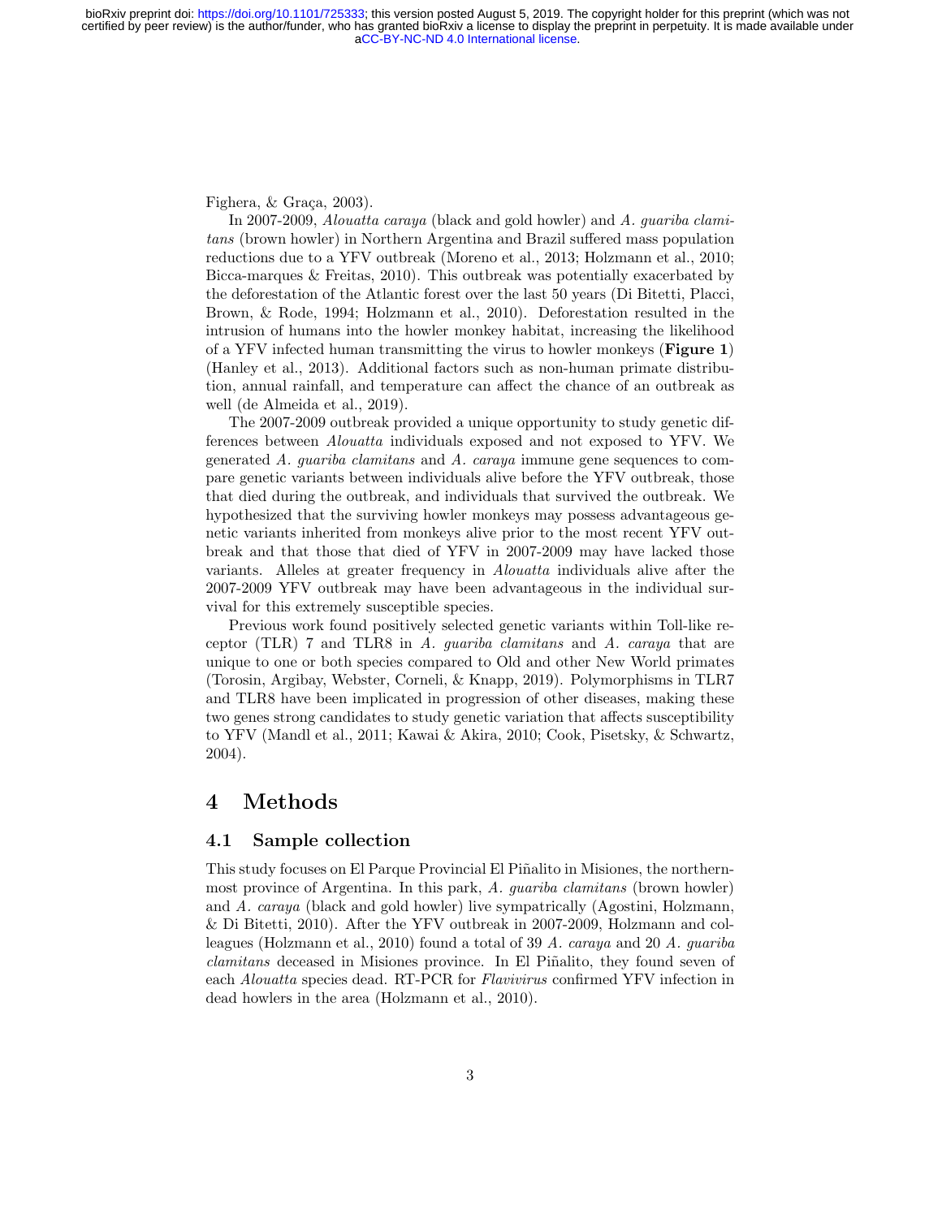Fighera, & Graça, 2003).

In 2007-2009, *Alouatta caraya* (black and gold howler) and *A. guariba clamitans* (brown howler) in Northern Argentina and Brazil suffered mass population reductions due to a YFV outbreak (Moreno et al., 2013; Holzmann et al., 2010; Bicca-marques & Freitas, 2010). This outbreak was potentially exacerbated by the deforestation of the Atlantic forest over the last 50 years (Di Bitetti, Placci, Brown, & Rode, 1994; Holzmann et al., 2010). Deforestation resulted in the intrusion of humans into the howler monkey habitat, increasing the likelihood of a YFV infected human transmitting the virus to howler monkeys (**Figure 1**) (Hanley et al., 2013). Additional factors such as non-human primate distribution, annual rainfall, and temperature can affect the chance of an outbreak as well (de Almeida et al., 2019).

The 2007-2009 outbreak provided a unique opportunity to study genetic differences between *Alouatta* individuals exposed and not exposed to YFV. We generated *A. guariba clamitans* and *A. caraya* immune gene sequences to compare genetic variants between individuals alive before the YFV outbreak, those that died during the outbreak, and individuals that survived the outbreak. We hypothesized that the surviving howler monkeys may possess advantageous genetic variants inherited from monkeys alive prior to the most recent YFV outbreak and that those that died of YFV in 2007-2009 may have lacked those variants. Alleles at greater frequency in *Alouatta* individuals alive after the 2007-2009 YFV outbreak may have been advantageous in the individual survival for this extremely susceptible species.

Previous work found positively selected genetic variants within Toll-like receptor (TLR) 7 and TLR8 in *A. guariba clamitans* and *A. caraya* that are unique to one or both species compared to Old and other New World primates (Torosin, Argibay, Webster, Corneli, & Knapp, 2019). Polymorphisms in TLR7 and TLR8 have been implicated in progression of other diseases, making these two genes strong candidates to study genetic variation that affects susceptibility to YFV (Mandl et al., 2011; Kawai & Akira, 2010; Cook, Pisetsky, & Schwartz, 2004).

# 4 Methods

## 4.1 Sample collection

This study focuses on El Parque Provincial El Piñalito in Misiones, the northernmost province of Argentina. In this park, *A. guariba clamitans* (brown howler) and *A. caraya* (black and gold howler) live sympatrically (Agostini, Holzmann, & Di Bitetti, 2010). After the YFV outbreak in 2007-2009, Holzmann and colleagues (Holzmann et al., 2010) found a total of 39 *A. caraya* and 20 *A. guariba clamitans* deceased in Misiones province. In El Piñalito, they found seven of each *Alouatta* species dead. RT-PCR for *Flavivirus* confirmed YFV infection in dead howlers in the area (Holzmann et al., 2010).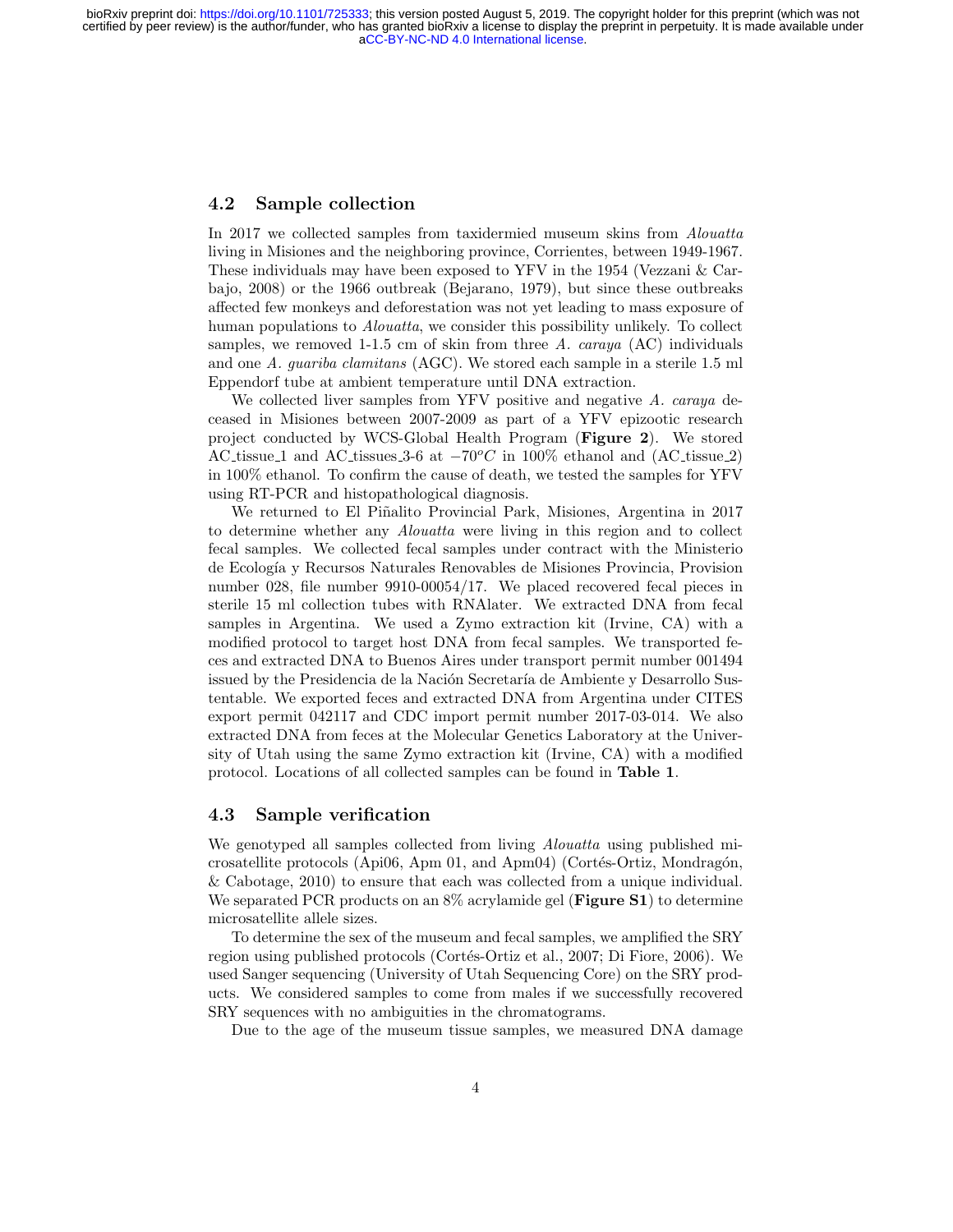## 4.2 Sample collection

In 2017 we collected samples from taxidermied museum skins from *Alouatta* living in Misiones and the neighboring province, Corrientes, between 1949-1967. These individuals may have been exposed to YFV in the 1954 (Vezzani & Carbajo, 2008) or the 1966 outbreak (Bejarano, 1979), but since these outbreaks affected few monkeys and deforestation was not yet leading to mass exposure of human populations to *Alouatta*, we consider this possibility unlikely. To collect samples, we removed 1-1.5 cm of skin from three *A. caraya* (AC) individuals and one *A. guariba clamitans* (AGC). We stored each sample in a sterile 1.5 ml Eppendorf tube at ambient temperature until DNA extraction.

We collected liver samples from YFV positive and negative *A. caraya* deceased in Misiones between 2007-2009 as part of a YFV epizootic research project conducted by WCS-Global Health Program (**Figure 2**). We stored AC_tissue_1 and AC_tissues_3-6 at $-70^{o}C$ in 100% ethanol and (AC_tissue_2) in 100% ethanol. To confirm the cause of death, we tested the samples for YFV using RT-PCR and histopathological diagnosis.

We returned to El Piñalito Provincial Park, Misiones, Argentina in 2017 to determine whether any *Alouatta* were living in this region and to collect fecal samples. We collected fecal samples under contract with the Ministerio de Ecología y Recursos Naturales Renovables de Misiones Provincia, Provision number 028, file number 9910-00054/17. We placed recovered fecal pieces in sterile 15 ml collection tubes with RNAlater. We extracted DNA from fecal samples in Argentina. We used a Zymo extraction kit (Irvine, CA) with a modified protocol to target host DNA from fecal samples. We transported feces and extracted DNA to Buenos Aires under transport permit number 001494 issued by the Presidencia de la Nación Secretaría de Ambiente y Desarrollo Sustentable. We exported feces and extracted DNA from Argentina under CITES export permit 042117 and CDC import permit number 2017-03-014. We also extracted DNA from feces at the Molecular Genetics Laboratory at the University of Utah using the same Zymo extraction kit (Irvine, CA) with a modified protocol. Locations of all collected samples can be found in **Table 1**.

## 4.3 Sample verification

We genotyped all samples collected from living *Alouatta* using published microsatellite protocols (Api06, Apm 01, and Apm04) (Cortés-Ortiz, Mondragón, & Cabotage, 2010) to ensure that each was collected from a unique individual. We separated PCR products on an 8% acrylamide gel (**Figure S1**) to determine microsatellite allele sizes.

To determine the sex of the museum and fecal samples, we amplified the SRY region using published protocols (Cortés-Ortiz et al., 2007; Di Fiore, 2006). We used Sanger sequencing (University of Utah Sequencing Core) on the SRY products. We considered samples to come from males if we successfully recovered SRY sequences with no ambiguities in the chromatograms.

Due to the age of the museum tissue samples, we measured DNA damage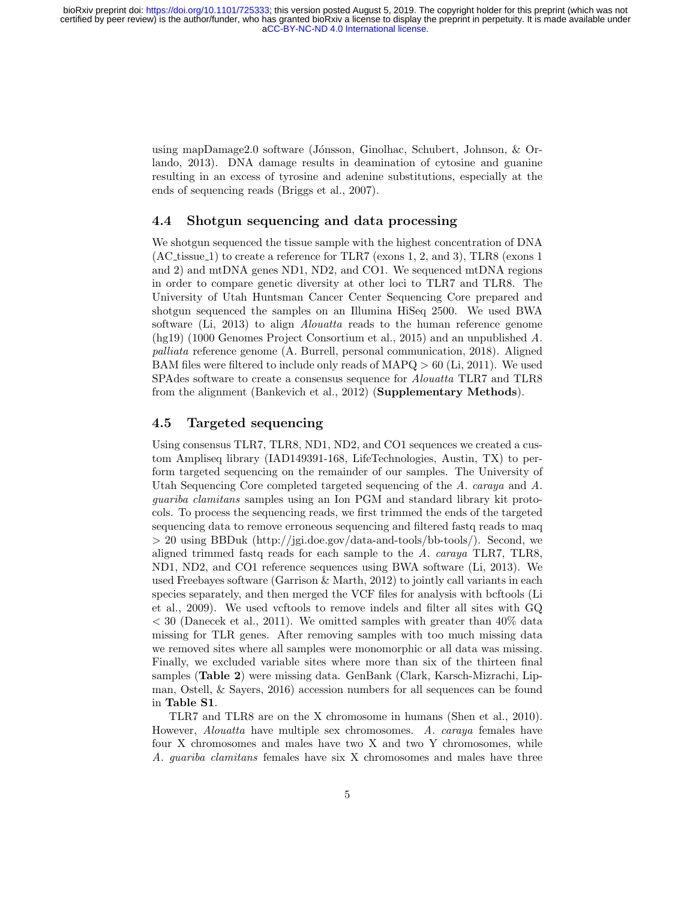using mapDamage2.0 software (Jónsson, Ginolhac, Schubert, Johnson, & Orlando, 2013). DNA damage results in deamination of cytosine and guanine resulting in an excess of tyrosine and adenine substitutions, especially at the ends of sequencing reads (Briggs et al., 2007).

## 4.4 Shotgun sequencing and data processing

We shotgun sequenced the tissue sample with the highest concentration of DNA (AC_tissue_1) to create a reference for TLR7 (exons 1, 2, and 3), TLR8 (exons 1 and 2) and mtDNA genes ND1, ND2, and CO1. We sequenced mtDNA regions in order to compare genetic diversity at other loci to TLR7 and TLR8. The University of Utah Huntsman Cancer Center Sequencing Core prepared and shotgun sequenced the samples on an Illumina HiSeq 2500. We used BWA software (Li, 2013) to align *Alouatta* reads to the human reference genome (hg19) (1000 Genomes Project Consortium et al., 2015) and an unpublished *A. palliata* reference genome (A. Burrell, personal communication, 2018). Aligned BAM files were filtered to include only reads of MAPQ > 60 (Li, 2011). We used SPAdes software to create a consensus sequence for *Alouatta* TLR7 and TLR8 from the alignment (Bankevich et al., 2012) (**Supplementary Methods**).

## 4.5 Targeted sequencing

Using consensus TLR7, TLR8, ND1, ND2, and CO1 sequences we created a custom Ampliseq library (IAD149391-168, LifeTechnologies, Austin, TX) to perform targeted sequencing on the remainder of our samples. The University of Utah Sequencing Core completed targeted sequencing of the *A. caraya* and *A. guariba clamitans* samples using an Ion PGM and standard library kit protocols. To process the sequencing reads, we first trimmed the ends of the targeted sequencing data to remove erroneous sequencing and filtered fastq reads to maq > 20 using BBDuk (http://jgi.doe.gov/data-and-tools/bb-tools/). Second, we aligned trimmed fastq reads for each sample to the *A. caraya* TLR7, TLR8, ND1, ND2, and CO1 reference sequences using BWA software (Li, 2013). We used Freebayes software (Garrison & Marth, 2012) to jointly call variants in each species separately, and then merged the VCF files for analysis with bcftools (Li et al., 2009). We used vcftools to remove indels and filter all sites with GQ < 30 (Danecek et al., 2011). We omitted samples with greater than 40% data missing for TLR genes. After removing samples with too much missing data we removed sites where all samples were monomorphic or all data was missing. Finally, we excluded variable sites where more than six of the thirteen final samples (**Table 2**) were missing data. GenBank (Clark, Karsch-Mizrachi, Lipman, Ostell, & Sayers, 2016) accession numbers for all sequences can be found in **Table S1**.

TLR7 and TLR8 are on the X chromosome in humans (Shen et al., 2010). However, *Alouatta* have multiple sex chromosomes. *A. caraya* females have four X chromosomes and males have two X and two Y chromosomes, while *A. guariba clamitans* females have six X chromosomes and males have three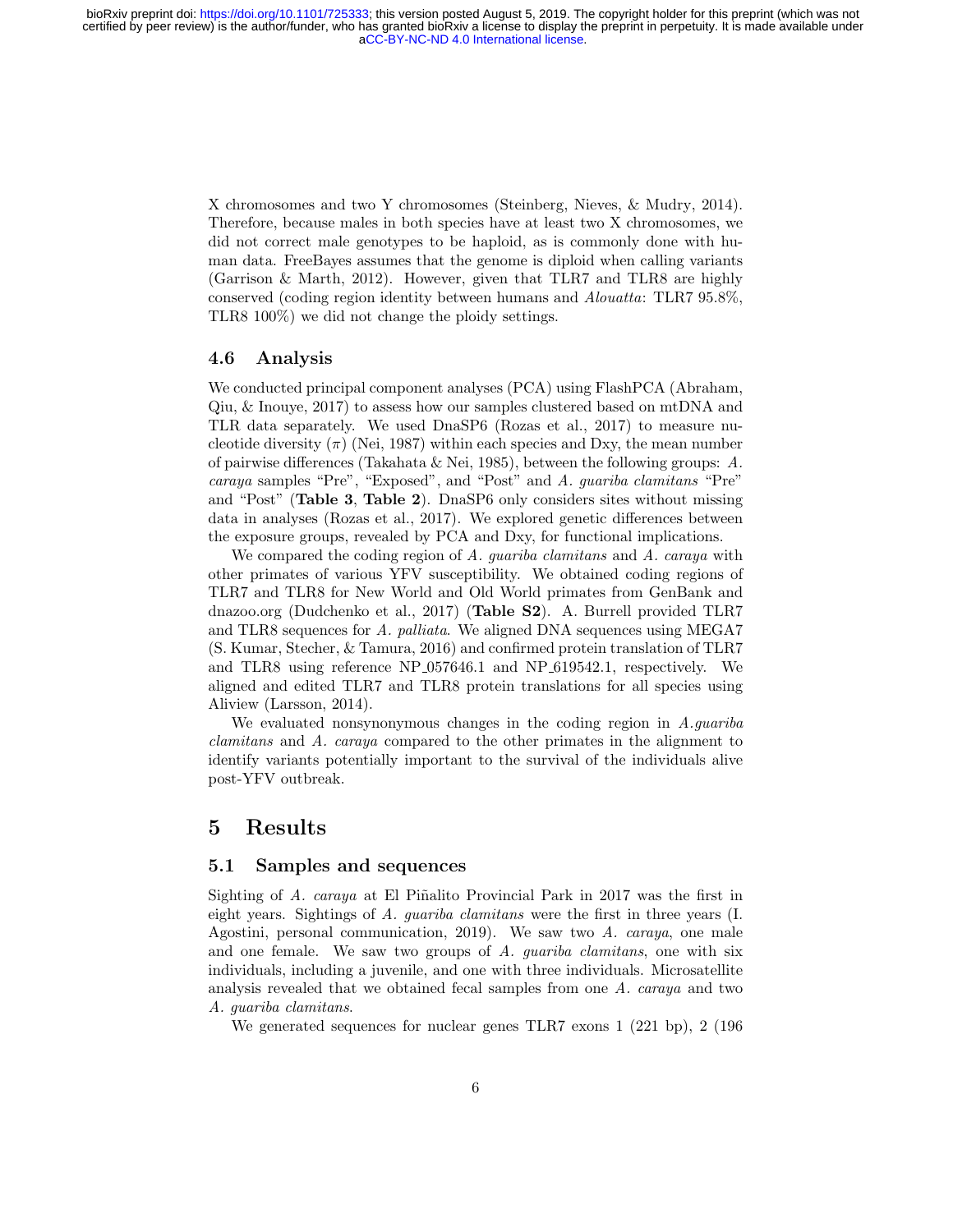X chromosomes and two Y chromosomes (Steinberg, Nieves, & Mudry, 2014). Therefore, because males in both species have at least two X chromosomes, we did not correct male genotypes to be haploid, as is commonly done with human data. FreeBayes assumes that the genome is diploid when calling variants (Garrison & Marth, 2012). However, given that TLR7 and TLR8 are highly conserved (coding region identity between humans and *Alouatta*: TLR7 95.8%, TLR8 100%) we did not change the ploidy settings.

### 4.6 Analysis

We conducted principal component analyses (PCA) using FlashPCA (Abraham, Qiu, & Inouye, 2017) to assess how our samples clustered based on mtDNA and TLR data separately. We used DnaSP6 (Rozas et al., 2017) to measure nucleotide diversity ($\pi$) (Nei, 1987) within each species and Dxy, the mean number of pairwise differences (Takahata & Nei, 1985), between the following groups: *A. caraya* samples "Pre", "Exposed", and "Post" and *A. guariba clamitans* "Pre" and "Post" (**Table 3**, **Table 2**). DnaSP6 only considers sites without missing data in analyses (Rozas et al., 2017). We explored genetic differences between the exposure groups, revealed by PCA and Dxy, for functional implications.

We compared the coding region of *A. guariba clamitans* and *A. caraya* with other primates of various YFV susceptibility. We obtained coding regions of TLR7 and TLR8 for New World and Old World primates from GenBank and dnazoo.org (Dudchenko et al., 2017) (**Table S2**). A. Burrell provided TLR7 and TLR8 sequences for *A. palliata*. We aligned DNA sequences using MEGA7 (S. Kumar, Stecher, & Tamura, 2016) and confirmed protein translation of TLR7 and TLR8 using reference NP_057646.1 and NP_619542.1, respectively. We aligned and edited TLR7 and TLR8 protein translations for all species using Aliview (Larsson, 2014).

We evaluated nonsynonymous changes in the coding region in *A.guariba clamitans* and *A. caraya* compared to the other primates in the alignment to identify variants potentially important to the survival of the individuals alive post-YFV outbreak.

## 5 Results

### 5.1 Samples and sequences

Sighting of *A. caraya* at El Piñalito Provincial Park in 2017 was the first in eight years. Sightings of *A. guariba clamitans* were the first in three years (I. Agostini, personal communication, 2019). We saw two *A. caraya*, one male and one female. We saw two groups of *A. guariba clamitans*, one with six individuals, including a juvenile, and one with three individuals. Microsatellite analysis revealed that we obtained fecal samples from one *A. caraya* and two *A. guariba clamitans*.

We generated sequences for nuclear genes TLR7 exons 1 (221 bp), 2 (196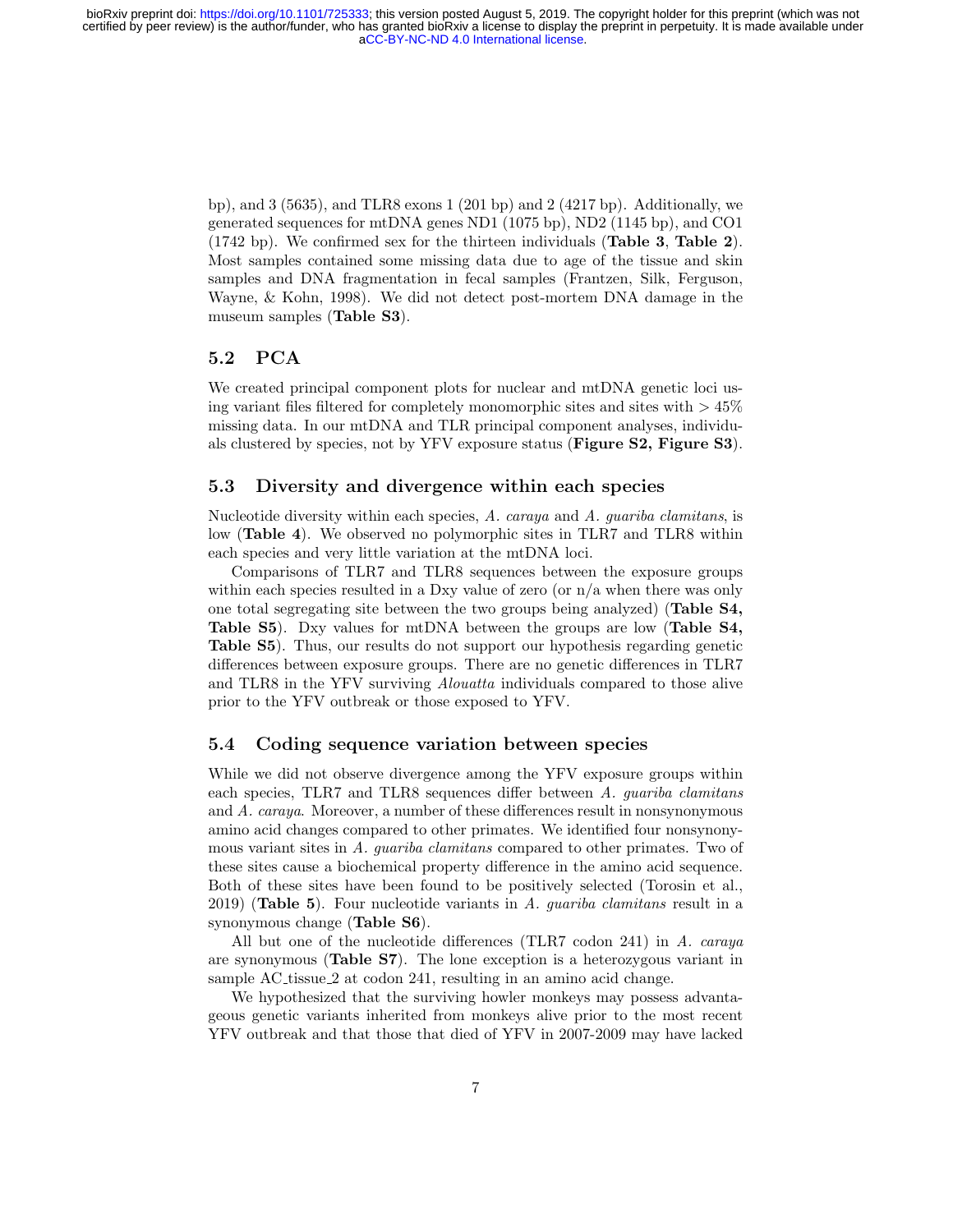bp), and 3 (5635), and TLR8 exons 1 (201 bp) and 2 (4217 bp). Additionally, we generated sequences for mtDNA genes ND1 (1075 bp), ND2 (1145 bp), and CO1 (1742 bp). We confirmed sex for the thirteen individuals (**Table 3**, **Table 2**). Most samples contained some missing data due to age of the tissue and skin samples and DNA fragmentation in fecal samples (Frantzen, Silk, Ferguson, Wayne, & Kohn, 1998). We did not detect post-mortem DNA damage in the museum samples (**Table S3**).

## 5.2 PCA

We created principal component plots for nuclear and mtDNA genetic loci using variant files filtered for completely monomorphic sites and sites with $> 45\%$ missing data. In our mtDNA and TLR principal component analyses, individuals clustered by species, not by YFV exposure status (**Figure S2, Figure S3**).

## 5.3 Diversity and divergence within each species

Nucleotide diversity within each species, *A. caraya* and *A. guariba clamitans*, is low (**Table 4**). We observed no polymorphic sites in TLR7 and TLR8 within each species and very little variation at the mtDNA loci.

Comparisons of TLR7 and TLR8 sequences between the exposure groups within each species resulted in a Dxy value of zero (or n/a when there was only one total segregating site between the two groups being analyzed) (**Table S4, Table S5**). Dxy values for mtDNA between the groups are low (**Table S4, Table S5**). Thus, our results do not support our hypothesis regarding genetic differences between exposure groups. There are no genetic differences in TLR7 and TLR8 in the YFV surviving *Alouatta* individuals compared to those alive prior to the YFV outbreak or those exposed to YFV.

## 5.4 Coding sequence variation between species

While we did not observe divergence among the YFV exposure groups within each species, TLR7 and TLR8 sequences differ between *A. guariba clamitans* and *A. caraya*. Moreover, a number of these differences result in nonsynonymous amino acid changes compared to other primates. We identified four nonsynonymous variant sites in *A. guariba clamitans* compared to other primates. Two of these sites cause a biochemical property difference in the amino acid sequence. Both of these sites have been found to be positively selected (Torosin et al., 2019) (**Table 5**). Four nucleotide variants in *A. guariba clamitans* result in a synonymous change (**Table S6**).

All but one of the nucleotide differences (TLR7 codon 241) in *A. caraya* are synonymous (**Table S7**). The lone exception is a heterozygous variant in sample AC_tissue_2 at codon 241, resulting in an amino acid change.

We hypothesized that the surviving howler monkeys may possess advantageous genetic variants inherited from monkeys alive prior to the most recent YFV outbreak and that those that died of YFV in 2007-2009 may have lacked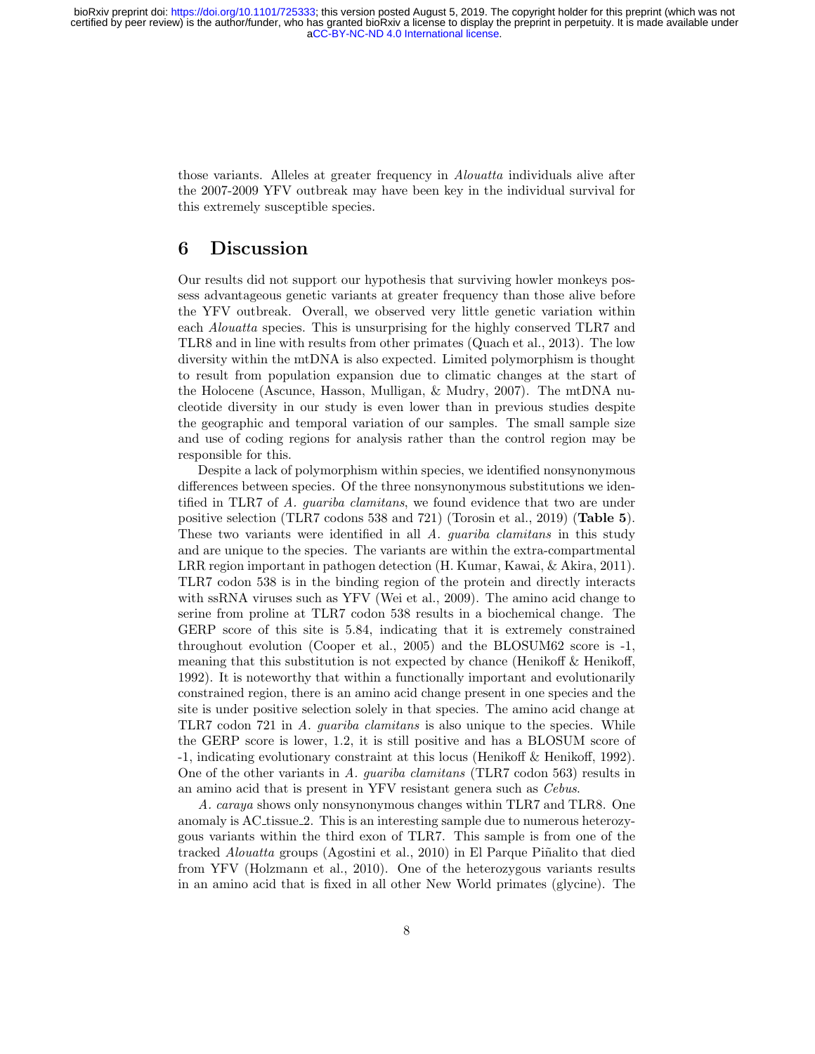those variants. Alleles at greater frequency in *Alouatta* individuals alive after the 2007-2009 YFV outbreak may have been key in the individual survival for this extremely susceptible species.

# 6 Discussion

Our results did not support our hypothesis that surviving howler monkeys possess advantageous genetic variants at greater frequency than those alive before the YFV outbreak. Overall, we observed very little genetic variation within each *Alouatta* species. This is unsurprising for the highly conserved TLR7 and TLR8 and in line with results from other primates (Quach et al., 2013). The low diversity within the mtDNA is also expected. Limited polymorphism is thought to result from population expansion due to climatic changes at the start of the Holocene (Ascunce, Hasson, Mulligan, & Mudry, 2007). The mtDNA nucleotide diversity in our study is even lower than in previous studies despite the geographic and temporal variation of our samples. The small sample size and use of coding regions for analysis rather than the control region may be responsible for this.

Despite a lack of polymorphism within species, we identified nonsynonymous differences between species. Of the three nonsynonymous substitutions we identified in TLR7 of *A. guariba clamitans*, we found evidence that two are under positive selection (TLR7 codons 538 and 721) (Torosin et al., 2019) (**Table 5**). These two variants were identified in all *A. guariba clamitans* in this study and are unique to the species. The variants are within the extra-compartmental LRR region important in pathogen detection (H. Kumar, Kawai, & Akira, 2011). TLR7 codon 538 is in the binding region of the protein and directly interacts with ssRNA viruses such as YFV (Wei et al., 2009). The amino acid change to serine from proline at TLR7 codon 538 results in a biochemical change. The GERP score of this site is 5.84, indicating that it is extremely constrained throughout evolution (Cooper et al., 2005) and the BLOSUM62 score is -1, meaning that this substitution is not expected by chance (Henikoff & Henikoff, 1992). It is noteworthy that within a functionally important and evolutionarily constrained region, there is an amino acid change present in one species and the site is under positive selection solely in that species. The amino acid change at TLR7 codon 721 in *A. guariba clamitans* is also unique to the species. While the GERP score is lower, 1.2, it is still positive and has a BLOSUM score of -1, indicating evolutionary constraint at this locus (Henikoff & Henikoff, 1992). One of the other variants in *A. guariba clamitans* (TLR7 codon 563) results in an amino acid that is present in YFV resistant genera such as *Cebus*.

*A. caraya* shows only nonsynonymous changes within TLR7 and TLR8. One anomaly is AC_tissue_2. This is an interesting sample due to numerous heterozygous variants within the third exon of TLR7. This sample is from one of the tracked *Alouatta* groups (Agostini et al., 2010) in El Parque Piñalito that died from YFV (Holzmann et al., 2010). One of the heterozygous variants results in an amino acid that is fixed in all other New World primates (glycine). The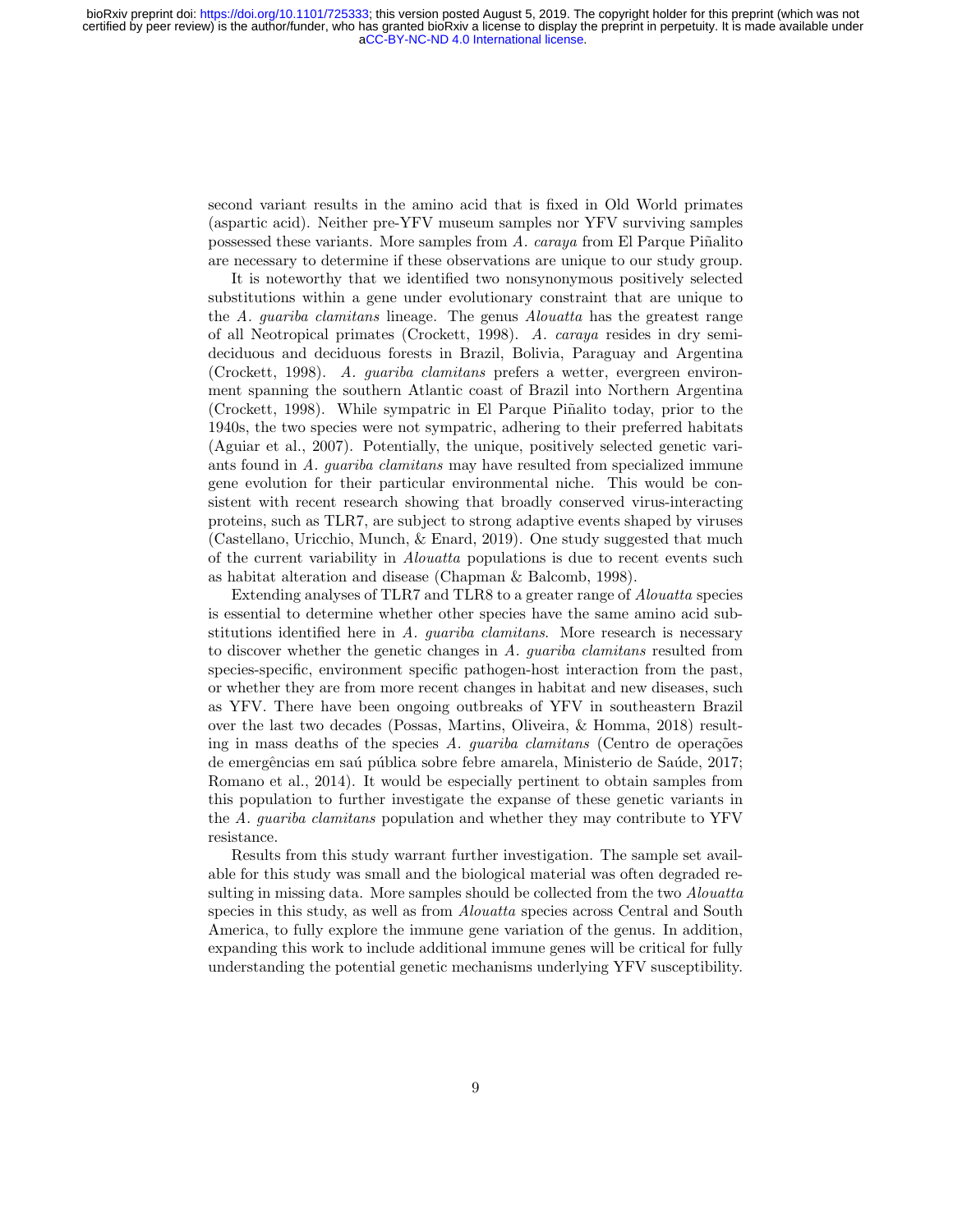second variant results in the amino acid that is fixed in Old World primates (aspartic acid). Neither pre-YFV museum samples nor YFV surviving samples possessed these variants. More samples from *A. caraya* from El Parque Piñalito are necessary to determine if these observations are unique to our study group.

It is noteworthy that we identified two nonsynonymous positively selected substitutions within a gene under evolutionary constraint that are unique to the *A. guariba clamitans* lineage. The genus *Alouatta* has the greatest range of all Neotropical primates (Crockett, 1998). *A. caraya* resides in dry semi-deciduous and deciduous forests in Brazil, Bolivia, Paraguay and Argentina (Crockett, 1998). *A. guariba clamitans* prefers a wetter, evergreen environment spanning the southern Atlantic coast of Brazil into Northern Argentina (Crockett, 1998). While sympatric in El Parque Piñalito today, prior to the 1940s, the two species were not sympatric, adhering to their preferred habitats (Aguiar et al., 2007). Potentially, the unique, positively selected genetic variants found in *A. guariba clamitans* may have resulted from specialized immune gene evolution for their particular environmental niche. This would be consistent with recent research showing that broadly conserved virus-interacting proteins, such as TLR7, are subject to strong adaptive events shaped by viruses (Castellano, Uricchio, Munch, & Enard, 2019). One study suggested that much of the current variability in *Alouatta* populations is due to recent events such as habitat alteration and disease (Chapman & Balcomb, 1998).

Extending analyses of TLR7 and TLR8 to a greater range of *Alouatta* species is essential to determine whether other species have the same amino acid substitutions identified here in *A. guariba clamitans*. More research is necessary to discover whether the genetic changes in *A. guariba clamitans* resulted from species-specific, environment specific pathogen-host interaction from the past, or whether they are from more recent changes in habitat and new diseases, such as YFV. There have been ongoing outbreaks of YFV in southeastern Brazil over the last two decades (Possas, Martins, Oliveira, & Homma, 2018) resulting in mass deaths of the species *A. guariba clamitans* (Centro de operações de emergências em saú pública sobre febre amarela, Ministerio de Saúde, 2017; Romano et al., 2014). It would be especially pertinent to obtain samples from this population to further investigate the expanse of these genetic variants in the *A. guariba clamitans* population and whether they may contribute to YFV resistance.

Results from this study warrant further investigation. The sample set available for this study was small and the biological material was often degraded resulting in missing data. More samples should be collected from the two *Alouatta* species in this study, as well as from *Alouatta* species across Central and South America, to fully explore the immune gene variation of the genus. In addition, expanding this work to include additional immune genes will be critical for fully understanding the potential genetic mechanisms underlying YFV susceptibility.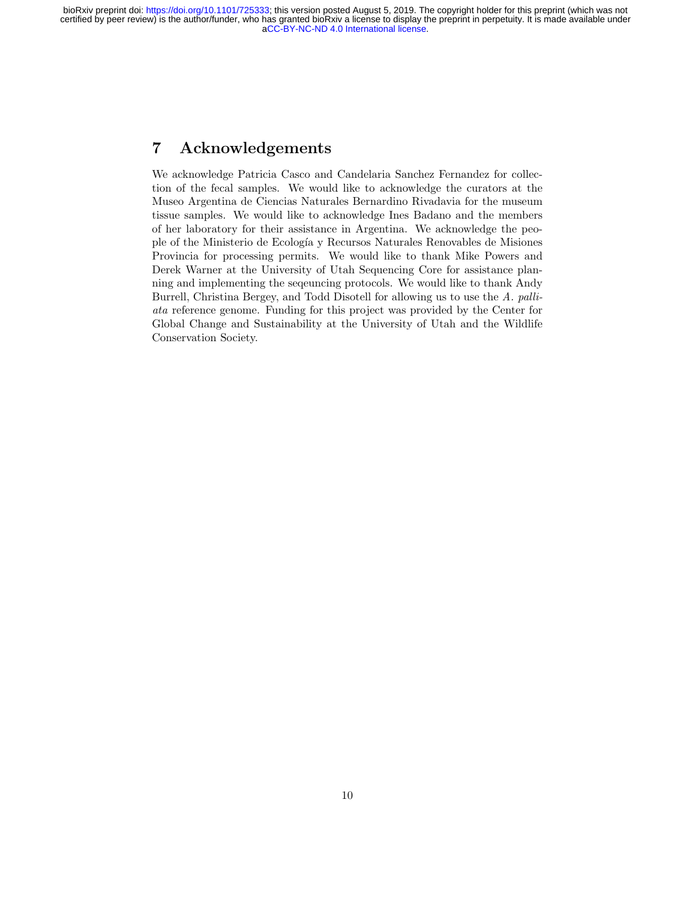## 7 Acknowledgements

We acknowledge Patricia Casco and Candelaria Sanchez Fernandez for collection of the fecal samples. We would like to acknowledge the curators at the Museo Argentina de Ciencias Naturales Bernardino Rivadavia for the museum tissue samples. We would like to acknowledge Ines Badano and the members of her laboratory for their assistance in Argentina. We acknowledge the people of the Ministerio de Ecología y Recursos Naturales Renovables de Misiones Provincia for processing permits. We would like to thank Mike Powers and Derek Warner at the University of Utah Sequencing Core for assistance planning and implementing the seqeuncing protocols. We would like to thank Andy Burrell, Christina Bergey, and Todd Disotell for allowing us to use the *A. palliata* reference genome. Funding for this project was provided by the Center for Global Change and Sustainability at the University of Utah and the Wildlife Conservation Society.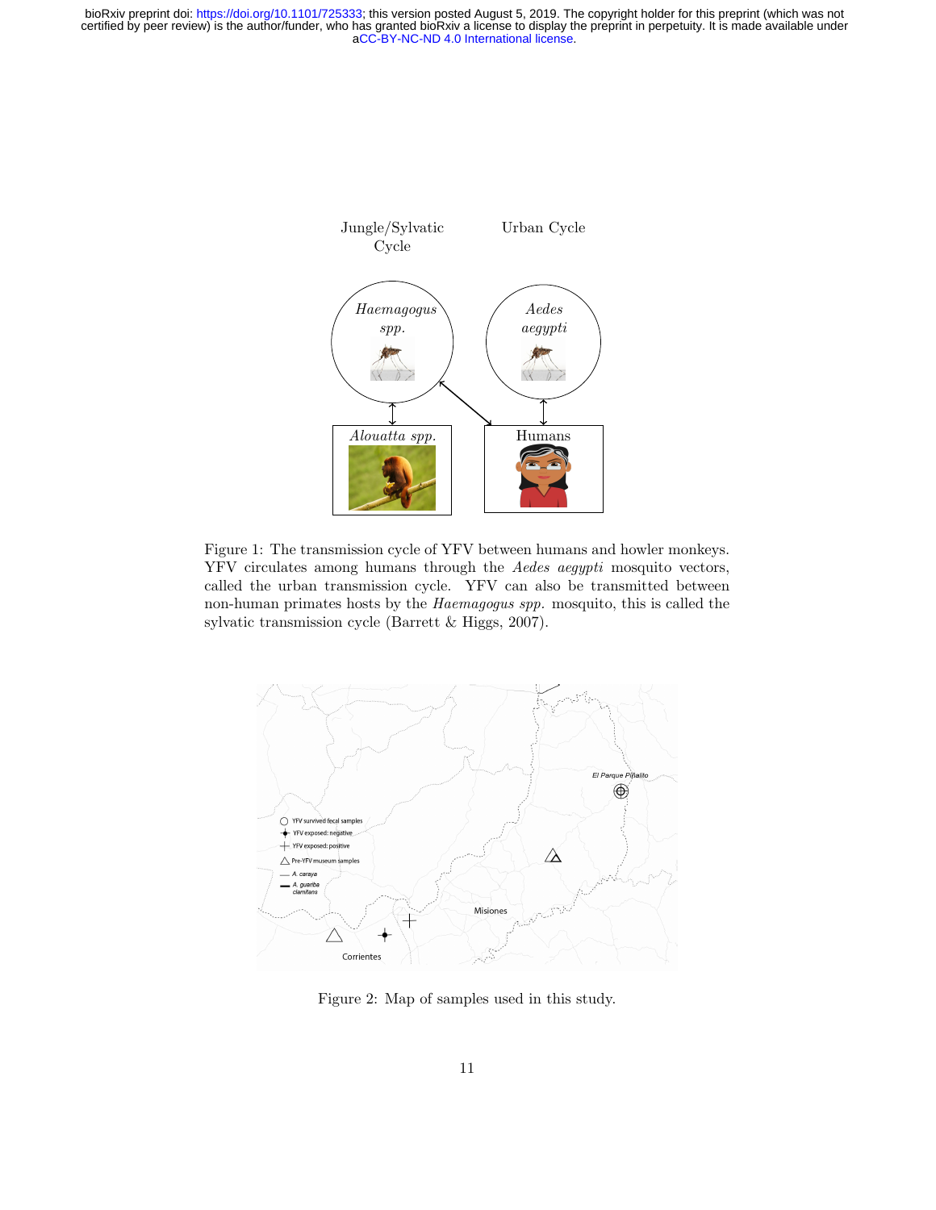Figure 1: The transmission cycle of YFV between humans and howler monkeys. YFV circulates among humans through the *Aedes aegypti* mosquito vectors, called the urban transmission cycle. YFV can also be transmitted between non-human primates hosts by the *Haemagogus spp.* mosquito, this is called the sylvatic transmission cycle (Barrett & Higgs, 2007).

Figure 2: Map of samples used in this study.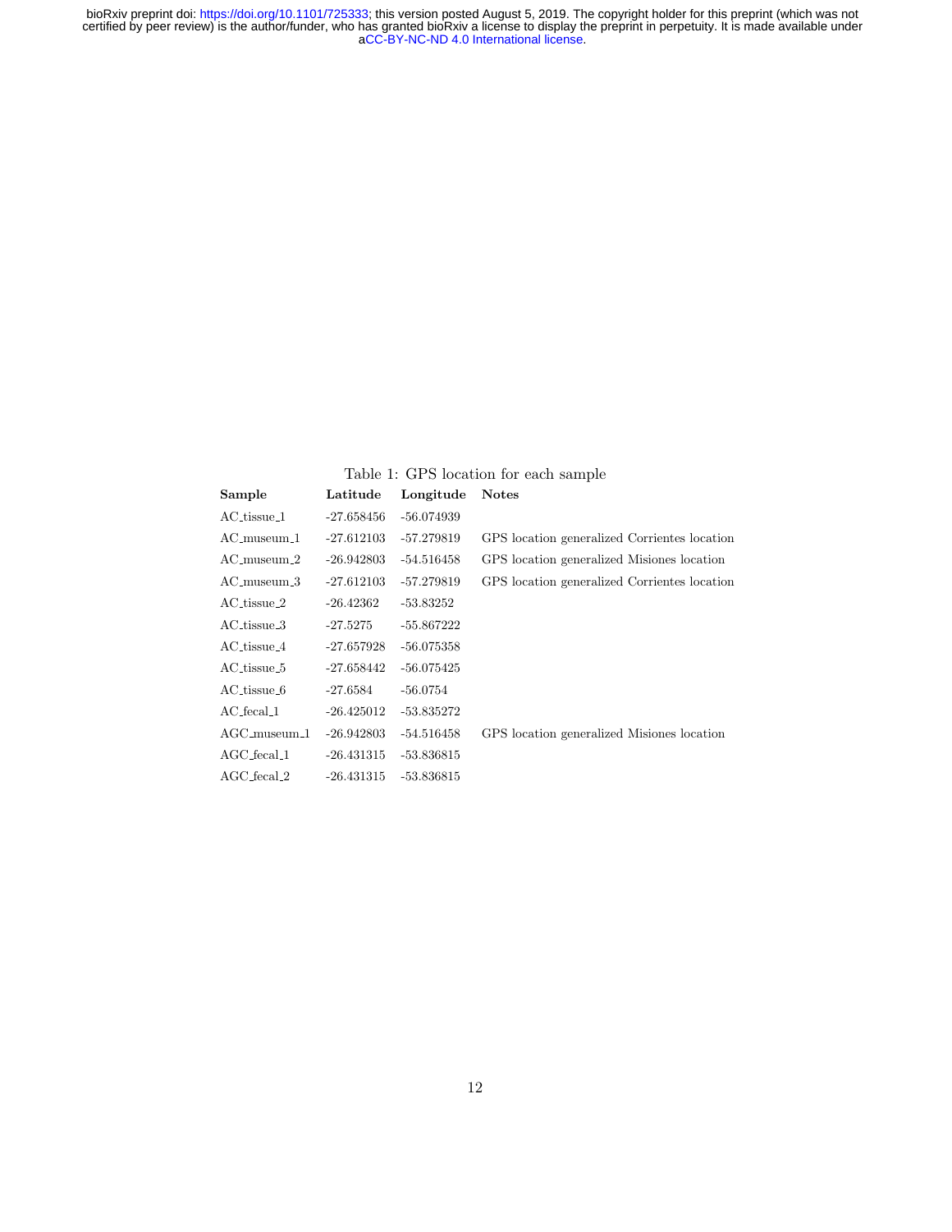Table 1: GPS location for each sample

| Sample | Latitude | Longitude | Notes |
|---|---|---|---|
| AC_tissue_1 | -27.658456 | -56.074939 | |
| AC_museum_1 | -27.612103 | -57.279819 | GPS location generalized Corrientes location |
| AC_museum_2 | -26.942803 | -54.516458 | GPS location generalized Misiones location |
| AC_museum_3 | -27.612103 | -57.279819 | GPS location generalized Corrientes location |
| AC_tissue_2 | -26.42362 | -53.83252 | |
| AC_tissue_3 | -27.5275 | -55.867222 | |
| AC_tissue_4 | -27.657928 | -56.075358 | |
| AC_tissue_5 | -27.658442 | -56.075425 | |
| AC_tissue_6 | -27.6584 | -56.0754 | |
| AC_fecal_1 | -26.425012 | -53.835272 | |
| AGC_museum_1 | -26.942803 | -54.516458 | GPS location generalized Misiones location |
| AGC_fecal_1 | -26.431315 | -53.836815 | |
| AGC_fecal_2 | -26.431315 | -53.836815 | |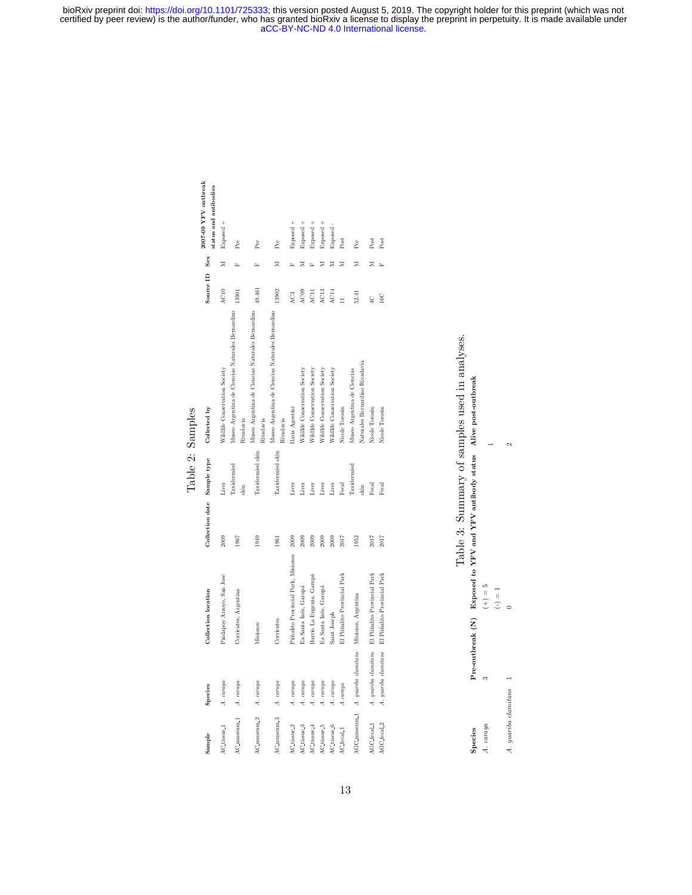## Table 2: Samples

| Sample | Species | Collection location | Collection date | Sample type | Collected by | Source ID | Sex | 2007-09 YFV outbreak status and antibodies |
|---|---|---|---|---|---|---|---|---|
| AC_tissue_1 | *A. caraya* | Pindapoy Arroyo, San Jose | 2009 | Liver | Wildlife Conservation Society | AC10 | M | Exposed + |
| AC_museum_1 | *A. caraya* | Corrientes, Argentina | 1967 | Taxidermied skin | Museo Argentina de Ciencias Naturales Bernardino Rivadavia | 13901 | F | Pre |
| AC_museum_2 | *A. caraya* | Misiones | 1949 | Taxidermied skin | Museo Argentina de Ciencias Naturales Bernardino Rivadavia | 49.461 | F | Pre |
| AC_museum_3 | *A. caraya* | Corrientes | 1961 | Taxidermied skin | Museo Argentina de Ciencias Naturales Bernardino Rivadavia | 13902 | M | Pre |
| AC_tissue_2 | *A. caraya* | Piñalito Provincial Park, Misiones | 2009 | Liver | Ilaria Agostini | AC3 | F | Exposed + |
| AC_tissue_3 | *A. caraya* | Ea Santa Inés, Garupá | 2009 | Liver | Wildlife Conservation Society | AC09 | M | Exposed + |
| AC_tissue_4 | *A. caraya* | Barrio La Eugenia, Garupá | 2009 | Liver | Wildlife Conservation Society | AC11 | F | Exposed + |
| AC_tissue_5 | *A. caraya* | Ea Santa Inés, Garupá | 2009 | Liver | Wildlife Conservation Society | AC13 | M | Exposed + |
| AC_tissue_6 | *A. caraya* | Saint Joseph | 2009 | Liver | Wildlife Conservation Society | AC14 | M | Exposed - |
| AC_fecal_1 | *A. caraya* | El Piñalito Provincial Park | 2017 | Fecal | Nicole Torosin | 11 | M | Post |
| AGC_museum_1 | *A. guariba clamitans* | Misiones, Argentina | 1952 | Taxidermied skin | Museo Argentina de Ciencias Naturales Bernardino Rivadavia | 52.41 | M | Pre |
| AGC_fecal_1 | *A. guariba clamitans* | El Piñalito Provincial Park | 2017 | Fecal | Nicole Torosin | 4C | M | Post |
| AGC_fecal_2 | *A. guariba clamitans* | El Piñalito Provincial Park | 2017 | Fecal | Nicole Torosin | 16C | F | Post |

## Table 3: Summary of samples used in analyses.

| Species | Pre-outbreak (N) | Exposed to YFV and YFV antibody status | Alive post-outbreak |
|---|---|---|---|
| *A. caraya* | 3 | (+) = 5<br>(-) = 1 | 1 |
| *A. guariba clamitans* | 1 | 0 | 2 |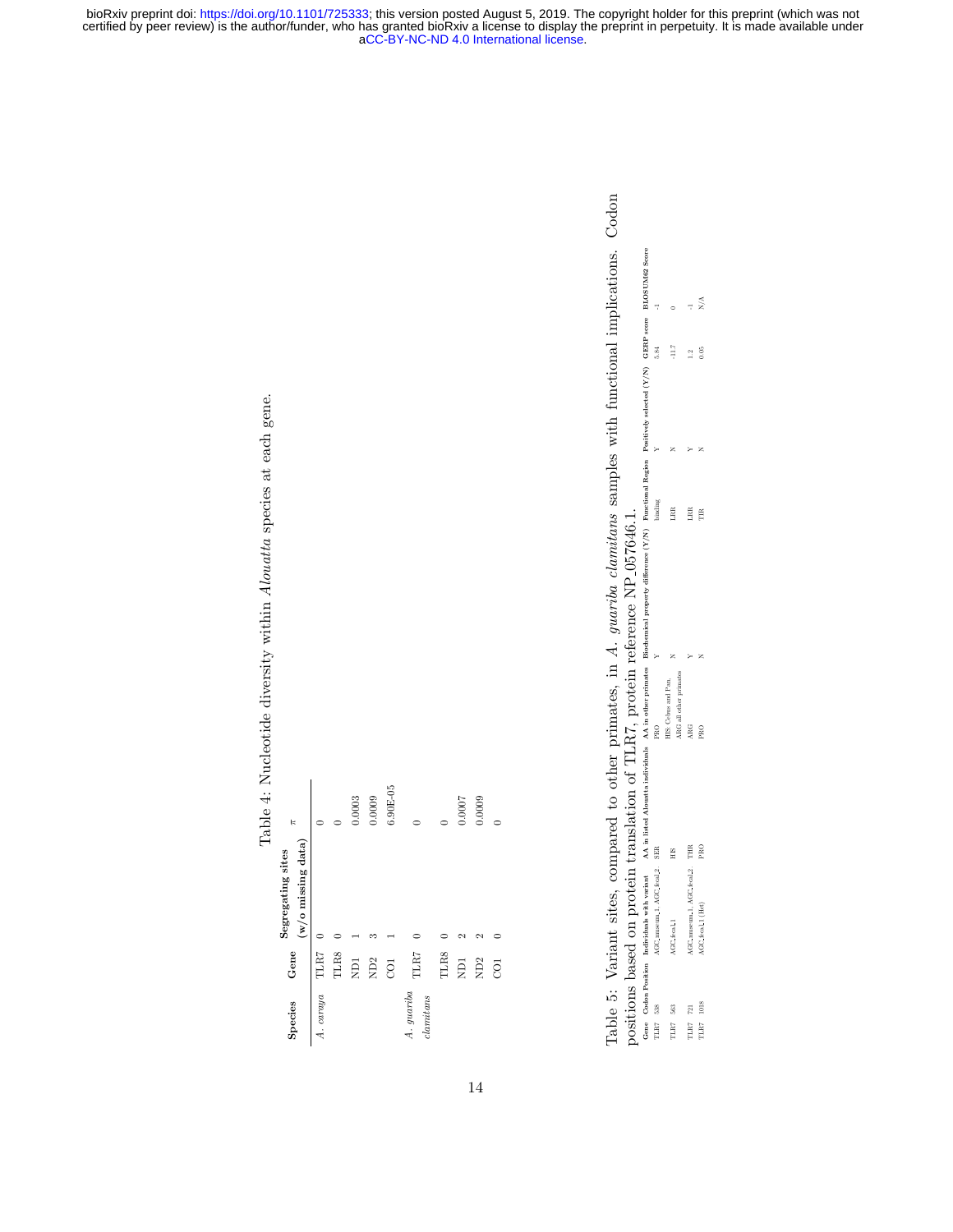Table 4: Nucleotide diversity within *Alouatta* species at each gene.

| Species | Gene | Segregating sites (w/o missing data) | $\pi$ |
|---|---|---|---|
| *A. caraya* | TLR7 | 0 | 0 |
| | TLR8 | 0 | 0 |
| | ND1 | 1 | 0.0003 |
| | ND2 | 3 | 0.0009 |
| | CO1 | 1 | 6.90E-05 |
| *A. guariba clamitans* | TLR7 | 0 | 0 |
| | TLR8 | 0 | 0 |
| | ND1 | 2 | 0.0007 |
| | ND2 | 2 | 0.0009 |
| | CO1 | 0 | 0 |

Table 5: Variant sites, compared to other primates, in *A. guariba clamitans* samples with functional implications. Codon positions based on protein translation of TLR7, protein reference NP_057646.1.

| Gene | Codon Position | Individuals with variant | AA in listed Alouatta individuals | AA in other primates | Biochemical property difference (Y/N) | Functional Region | Positively selected (Y/N) | GERP score | BLOSUM62 Score |
|---|---|---|---|---|---|---|---|---|---|
| TLR7 | 538 | AGC_museum_1, AGC_fecal_2 | SER | PRO | Y | binding | Y | 5.84 | -1 |
| TLR7 | 563 | AGC_fecal_1 | HIS | HIS Cebus and Pan, | N | LRR | N | -11.7 | 0 |
| TLR7 | 721 | AGC_museum_1, AGC_fecal_2 | THR | ARG all other primates ARG | Y | LRR | Y | 1.2 | -1 |
| TLR7 | 1038 | AGC_fecal_1 (Het) | PRO | PRO | N | TIR | N | 0.05 | N/A |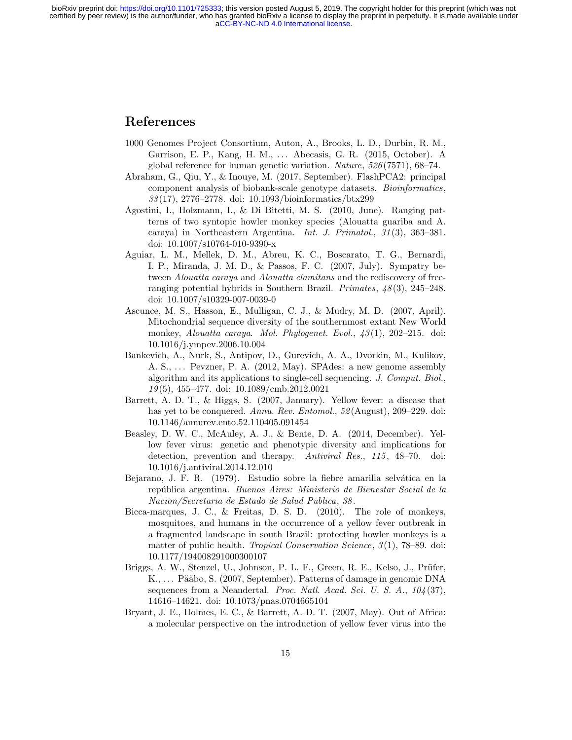# References

1000 Genomes Project Consortium, Auton, A., Brooks, L. D., Durbin, R. M., Garrison, E. P., Kang, H. M., ... Abecasis, G. R. (2015, October). A global reference for human genetic variation. *Nature*, *526*(7571), 68–74.

Abraham, G., Qiu, Y., & Inouye, M. (2017, September). FlashPCA2: principal component analysis of biobank-scale genotype datasets. *Bioinformatics*, *33*(17), 2776–2778. doi: 10.1093/bioinformatics/btx299

Agostini, I., Holzmann, I., & Di Bitetti, M. S. (2010, June). Ranging patterns of two syntopic howler monkey species (Alouatta guariba and A. caraya) in Northeastern Argentina. *Int. J. Primatol.*, *31*(3), 363–381. doi: 10.1007/s10764-010-9390-x

Aguiar, L. M., Mellek, D. M., Abreu, K. C., Boscarato, T. G., Bernardi, I. P., Miranda, J. M. D., & Passos, F. C. (2007, July). Sympatry between *Alouatta caraya* and *Alouatta clamitans* and the rediscovery of free-ranging potential hybrids in Southern Brazil. *Primates*, *48*(3), 245–248. doi: 10.1007/s10329-007-0039-0

Ascunce, M. S., Hasson, E., Mulligan, C. J., & Mudry, M. D. (2007, April). Mitochondrial sequence diversity of the southernmost extant New World monkey, *Alouatta caraya*. *Mol. Phylogenet. Evol.*, *43*(1), 202–215. doi: 10.1016/j.ympev.2006.10.004

Bankevich, A., Nurk, S., Antipov, D., Gurevich, A. A., Dvorkin, M., Kulikov, A. S., ... Pevzner, P. A. (2012, May). SPAdes: a new genome assembly algorithm and its applications to single-cell sequencing. *J. Comput. Biol.*, *19*(5), 455–477. doi: 10.1089/cmb.2012.0021

Barrett, A. D. T., & Higgs, S. (2007, January). Yellow fever: a disease that has yet to be conquered. *Annu. Rev. Entomol.*, *52*(August), 209–229. doi: 10.1146/annurev.ento.52.110405.091454

Beasley, D. W. C., McAuley, A. J., & Bente, D. A. (2014, December). Yellow fever virus: genetic and phenotypic diversity and implications for detection, prevention and therapy. *Antiviral Res.*, *115*, 48–70. doi: 10.1016/j.antiviral.2014.12.010

Bejarano, J. F. R. (1979). Estudio sobre la fiebre amarilla selvática en la república argentina. *Buenos Aires: Ministerio de Bienestar Social de la Nacion/Secretaria de Estado de Salud Publica*, *38*.

Bicca-marques, J. C., & Freitas, D. S. D. (2010). The role of monkeys, mosquitoes, and humans in the occurrence of a yellow fever outbreak in a fragmented landscape in south Brazil: protecting howler monkeys is a matter of public health. *Tropical Conservation Science*, *3*(1), 78–89. doi: 10.1177/194008291000300107

Briggs, A. W., Stenzel, U., Johnson, P. L. F., Green, R. E., Kelso, J., Prüfer, K., ... Pääbo, S. (2007, September). Patterns of damage in genomic DNA sequences from a Neandertal. *Proc. Natl. Acad. Sci. U. S. A.*, *104*(37), 14616–14621. doi: 10.1073/pnas.0704665104

Bryant, J. E., Holmes, E. C., & Barrett, A. D. T. (2007, May). Out of Africa: a molecular perspective on the introduction of yellow fever virus into the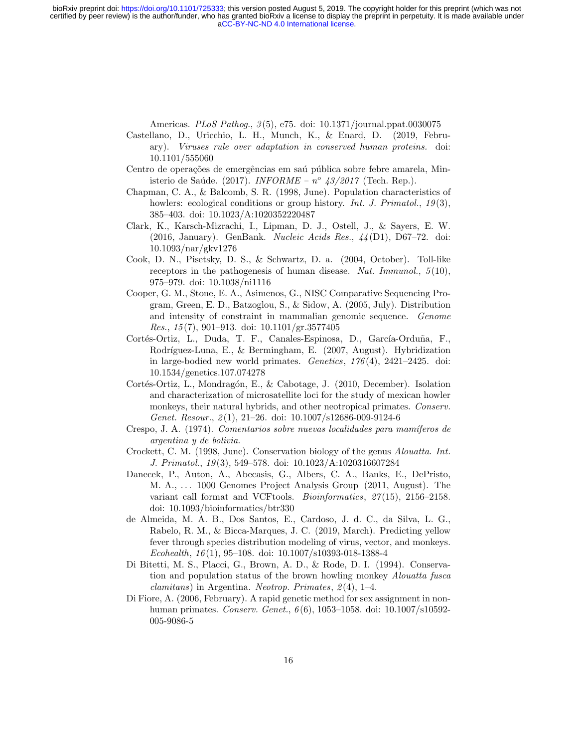Americas. *PLoS Pathog.*, *3*(5), e75. doi: 10.1371/journal.ppat.0030075

Castellano, D., Uricchio, L. H., Munch, K., & Enard, D. (2019, February). *Viruses rule over adaptation in conserved human proteins.* doi: 10.1101/555060

Centro de operações de emergências em saú pública sobre febre amarela, Ministerio de Saúde. (2017). *INFORME – nº 43/2017* (Tech. Rep.).

Chapman, C. A., & Balcomb, S. R. (1998, June). Population characteristics of howlers: ecological conditions or group history. *Int. J. Primatol.*, *19*(3), 385–403. doi: 10.1023/A:1020352220487

Clark, K., Karsch-Mizrachi, I., Lipman, D. J., Ostell, J., & Sayers, E. W. (2016, January). GenBank. *Nucleic Acids Res.*, *44*(D1), D67–72. doi: 10.1093/nar/gkv1276

Cook, D. N., Pisetsky, D. S., & Schwartz, D. a. (2004, October). Toll-like receptors in the pathogenesis of human disease. *Nat. Immunol.*, *5*(10), 975–979. doi: 10.1038/ni1116

Cooper, G. M., Stone, E. A., Asimenos, G., NISC Comparative Sequencing Program, Green, E. D., Batzoglou, S., & Sidow, A. (2005, July). Distribution and intensity of constraint in mammalian genomic sequence. *Genome Res.*, *15*(7), 901–913. doi: 10.1101/gr.3577405

Cortés-Ortiz, L., Duda, T. F., Canales-Espinosa, D., García-Orduña, F., Rodríguez-Luna, E., & Bermingham, E. (2007, August). Hybridization in large-bodied new world primates. *Genetics*, *176*(4), 2421–2425. doi: 10.1534/genetics.107.074278

Cortés-Ortiz, L., Mondragón, E., & Cabotage, J. (2010, December). Isolation and characterization of microsatellite loci for the study of mexican howler monkeys, their natural hybrids, and other neotropical primates. *Conserv. Genet. Resour.*, *2*(1), 21–26. doi: 10.1007/s12686-009-9124-6

Crespo, J. A. (1974). *Comentarios sobre nuevas localidades para mamíferos de argentina y de bolivia.*

Crockett, C. M. (1998, June). Conservation biology of the genus *Alouatta*. *Int. J. Primatol.*, *19*(3), 549–578. doi: 10.1023/A:1020316607284

Danecek, P., Auton, A., Abecasis, G., Albers, C. A., Banks, E., DePristo, M. A., ... 1000 Genomes Project Analysis Group (2011, August). The variant call format and VCFtools. *Bioinformatics*, *27*(15), 2156–2158. doi: 10.1093/bioinformatics/btr330

de Almeida, M. A. B., Dos Santos, E., Cardoso, J. d. C., da Silva, L. G., Rabelo, R. M., & Bicca-Marques, J. C. (2019, March). Predicting yellow fever through species distribution modeling of virus, vector, and monkeys. *Ecohealth*, *16*(1), 95–108. doi: 10.1007/s10393-018-1388-4

Di Bitetti, M. S., Placci, G., Brown, A. D., & Rode, D. I. (1994). Conservation and population status of the brown howling monkey *Alouatta fusca clamitans*) in Argentina. *Neotrop. Primates*, *2*(4), 1–4.

Di Fiore, A. (2006, February). A rapid genetic method for sex assignment in non-human primates. *Conserv. Genet.*, *6*(6), 1053–1058. doi: 10.1007/s10592-005-9086-5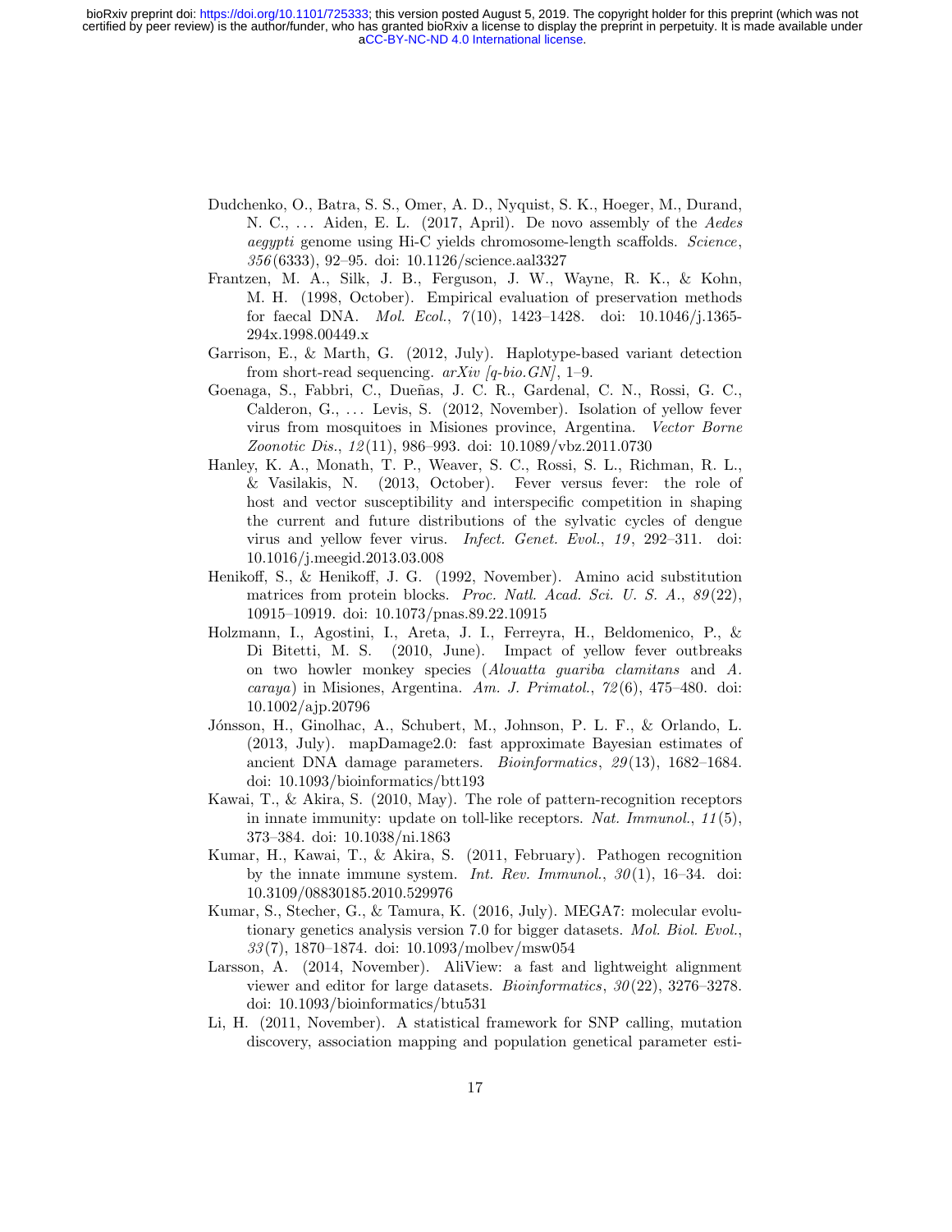Dudchenko, O., Batra, S. S., Omer, A. D., Nyquist, S. K., Hoeger, M., Durand, N. C., … Aiden, E. L. (2017, April). De novo assembly of the *Aedes aegypti* genome using Hi-C yields chromosome-length scaffolds. *Science*, *356*(6333), 92–95. doi: 10.1126/science.aal3327

Frantzen, M. A., Silk, J. B., Ferguson, J. W., Wayne, R. K., & Kohn, M. H. (1998, October). Empirical evaluation of preservation methods for faecal DNA. *Mol. Ecol.*, *7*(10), 1423–1428. doi: 10.1046/j.1365-294x.1998.00449.x

Garrison, E., & Marth, G. (2012, July). Haplotype-based variant detection from short-read sequencing. *arXiv [q-bio.GN]*, 1–9.

Goenaga, S., Fabbri, C., Dueñas, J. C. R., Gardenal, C. N., Rossi, G. C., Calderon, G., … Levis, S. (2012, November). Isolation of yellow fever virus from mosquitoes in Misiones province, Argentina. *Vector Borne Zoonotic Dis.*, *12*(11), 986–993. doi: 10.1089/vbz.2011.0730

Hanley, K. A., Monath, T. P., Weaver, S. C., Rossi, S. L., Richman, R. L., & Vasilakis, N. (2013, October). Fever versus fever: the role of host and vector susceptibility and interspecific competition in shaping the current and future distributions of the sylvatic cycles of dengue virus and yellow fever virus. *Infect. Genet. Evol.*, *19*, 292–311. doi: 10.1016/j.meegid.2013.03.008

Henikoff, S., & Henikoff, J. G. (1992, November). Amino acid substitution matrices from protein blocks. *Proc. Natl. Acad. Sci. U. S. A.*, *89*(22), 10915–10919. doi: 10.1073/pnas.89.22.10915

Holzmann, I., Agostini, I., Areta, J. I., Ferreyra, H., Beldomenico, P., & Di Bitetti, M. S. (2010, June). Impact of yellow fever outbreaks on two howler monkey species (*Alouatta guariba clamitans* and *A. caraya*) in Misiones, Argentina. *Am. J. Primatol.*, *72*(6), 475–480. doi: 10.1002/ajp.20796

Jónsson, H., Ginolhac, A., Schubert, M., Johnson, P. L. F., & Orlando, L. (2013, July). mapDamage2.0: fast approximate Bayesian estimates of ancient DNA damage parameters. *Bioinformatics*, *29*(13), 1682–1684. doi: 10.1093/bioinformatics/btt193

Kawai, T., & Akira, S. (2010, May). The role of pattern-recognition receptors in innate immunity: update on toll-like receptors. *Nat. Immunol.*, *11*(5), 373–384. doi: 10.1038/ni.1863

Kumar, H., Kawai, T., & Akira, S. (2011, February). Pathogen recognition by the innate immune system. *Int. Rev. Immunol.*, *30*(1), 16–34. doi: 10.3109/08830185.2010.529976

Kumar, S., Stecher, G., & Tamura, K. (2016, July). MEGA7: molecular evolutionary genetics analysis version 7.0 for bigger datasets. *Mol. Biol. Evol.*, *33*(7), 1870–1874. doi: 10.1093/molbev/msw054

Larsson, A. (2014, November). AliView: a fast and lightweight alignment viewer and editor for large datasets. *Bioinformatics*, *30*(22), 3276–3278. doi: 10.1093/bioinformatics/btu531

Li, H. (2011, November). A statistical framework for SNP calling, mutation discovery, association mapping and population genetical parameter esti-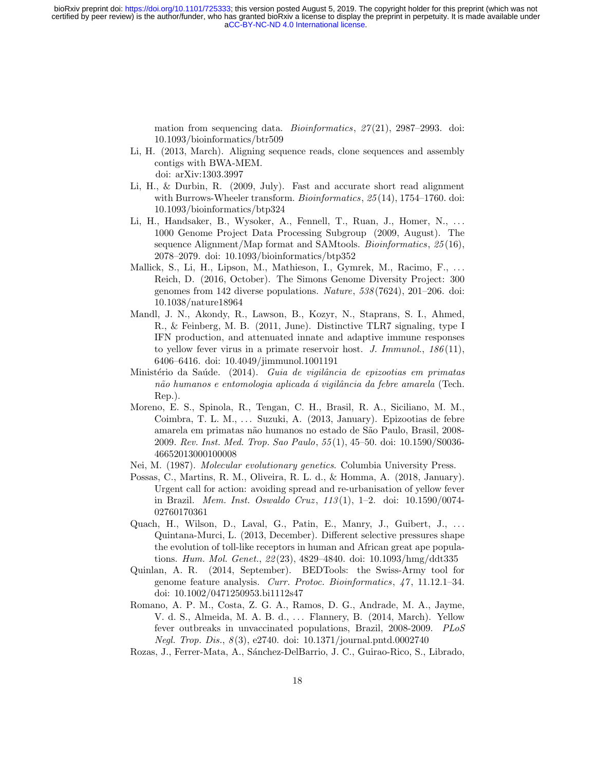mation from sequencing data. *Bioinformatics*, *27*(21), 2987–2993. doi: 10.1093/bioinformatics/btr509

Li, H. (2013, March). Aligning sequence reads, clone sequences and assembly contigs with BWA-MEM. doi: arXiv:1303.3997

Li, H., & Durbin, R. (2009, July). Fast and accurate short read alignment with Burrows-Wheeler transform. *Bioinformatics*, *25*(14), 1754–1760. doi: 10.1093/bioinformatics/btp324

Li, H., Handsaker, B., Wysoker, A., Fennell, T., Ruan, J., Homer, N., … 1000 Genome Project Data Processing Subgroup (2009, August). The sequence Alignment/Map format and SAMtools. *Bioinformatics*, *25*(16), 2078–2079. doi: 10.1093/bioinformatics/btp352

Mallick, S., Li, H., Lipson, M., Mathieson, I., Gymrek, M., Racimo, F., … Reich, D. (2016, October). The Simons Genome Diversity Project: 300 genomes from 142 diverse populations. *Nature*, *538*(7624), 201–206. doi: 10.1038/nature18964

Mandl, J. N., Akondy, R., Lawson, B., Kozyr, N., Staprans, S. I., Ahmed, R., & Feinberg, M. B. (2011, June). Distinctive TLR7 signaling, type I IFN production, and attenuated innate and adaptive immune responses to yellow fever virus in a primate reservoir host. *J. Immunol.*, *186*(11), 6406–6416. doi: 10.4049/jimmunol.1001191

Ministério da Saúde. (2014). *Guia de vigilância de epizootias em primatas não humanos e entomologia aplicada á vigilância da febre amarela* (Tech. Rep.).

Moreno, E. S., Spinola, R., Tengan, C. H., Brasil, R. A., Siciliano, M. M., Coimbra, T. L. M., … Suzuki, A. (2013, January). Epizootias de febre amarela em primatas não humanos no estado de São Paulo, Brasil, 2008-2009. *Rev. Inst. Med. Trop. Sao Paulo*, *55*(1), 45–50. doi: 10.1590/S0036-46652013000100008

Nei, M. (1987). *Molecular evolutionary genetics*. Columbia University Press.

Possas, C., Martins, R. M., Oliveira, R. L. d., & Homma, A. (2018, January). Urgent call for action: avoiding spread and re-urbanisation of yellow fever in Brazil. *Mem. Inst. Oswaldo Cruz*, *113*(1), 1–2. doi: 10.1590/0074-02760170361

Quach, H., Wilson, D., Laval, G., Patin, E., Manry, J., Guibert, J., … Quintana-Murci, L. (2013, December). Different selective pressures shape the evolution of toll-like receptors in human and African great ape populations. *Hum. Mol. Genet.*, *22*(23), 4829–4840. doi: 10.1093/hmg/ddt335

Quinlan, A. R. (2014, September). BEDTools: the Swiss-Army tool for genome feature analysis. *Curr. Protoc. Bioinformatics*, *47*, 11.12.1–34. doi: 10.1002/0471250953.bi1112s47

Romano, A. P. M., Costa, Z. G. A., Ramos, D. G., Andrade, M. A., Jayme, V. d. S., Almeida, M. A. B. d., … Flannery, B. (2014, March). Yellow fever outbreaks in unvaccinated populations, Brazil, 2008-2009. *PLoS Negl. Trop. Dis.*, *8*(3), e2740. doi: 10.1371/journal.pntd.0002740

Rozas, J., Ferrer-Mata, A., Sánchez-DelBarrio, J. C., Guirao-Rico, S., Librado,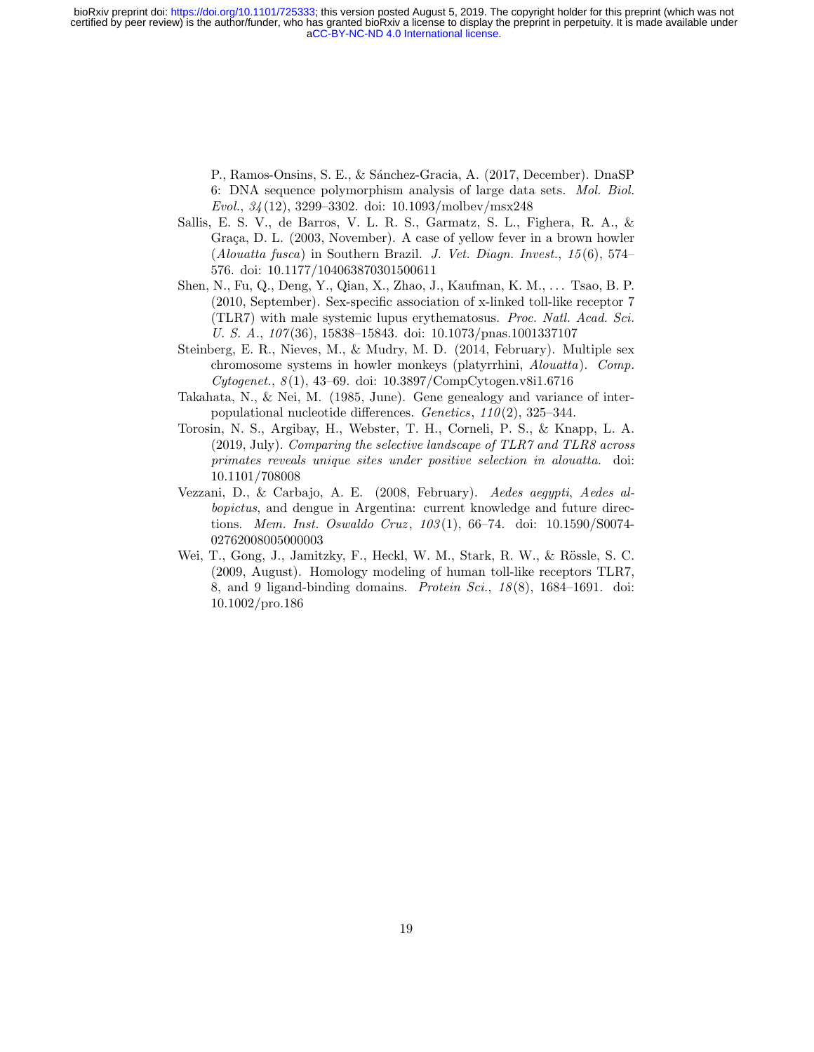P., Ramos-Onsins, S. E., & Sánchez-Gracia, A. (2017, December). DnaSP 6: DNA sequence polymorphism analysis of large data sets. *Mol. Biol. Evol.*, *34*(12), 3299–3302. doi: 10.1093/molbev/msx248

Sallis, E. S. V., de Barros, V. L. R. S., Garmatz, S. L., Fighera, R. A., & Graça, D. L. (2003, November). A case of yellow fever in a brown howler (*Alouatta fusca*) in Southern Brazil. *J. Vet. Diagn. Invest.*, *15*(6), 574–576. doi: 10.1177/104063870301500611

Shen, N., Fu, Q., Deng, Y., Qian, X., Zhao, J., Kaufman, K. M., ... Tsao, B. P. (2010, September). Sex-specific association of x-linked toll-like receptor 7 (TLR7) with male systemic lupus erythematosus. *Proc. Natl. Acad. Sci. U. S. A.*, *107*(36), 15838–15843. doi: 10.1073/pnas.1001337107

Steinberg, E. R., Nieves, M., & Mudry, M. D. (2014, February). Multiple sex chromosome systems in howler monkeys (platyrrhini, *Alouatta*). *Comp. Cytogenet.*, *8*(1), 43–69. doi: 10.3897/CompCytogen.v8i1.6716

Takahata, N., & Nei, M. (1985, June). Gene genealogy and variance of interpopulational nucleotide differences. *Genetics*, *110*(2), 325–344.

Torosin, N. S., Argibay, H., Webster, T. H., Corneli, P. S., & Knapp, L. A. (2019, July). *Comparing the selective landscape of TLR7 and TLR8 across primates reveals unique sites under positive selection in alouatta.* doi: 10.1101/708008

Vezzani, D., & Carbajo, A. E. (2008, February). *Aedes aegypti*, *Aedes albopictus*, and dengue in Argentina: current knowledge and future directions. *Mem. Inst. Oswaldo Cruz*, *103*(1), 66–74. doi: 10.1590/S0074-02762008005000003

Wei, T., Gong, J., Jamitzky, F., Heckl, W. M., Stark, R. W., & Rössle, S. C. (2009, August). Homology modeling of human toll-like receptors TLR7, 8, and 9 ligand-binding domains. *Protein Sci.*, *18*(8), 1684–1691. doi: 10.1002/pro.186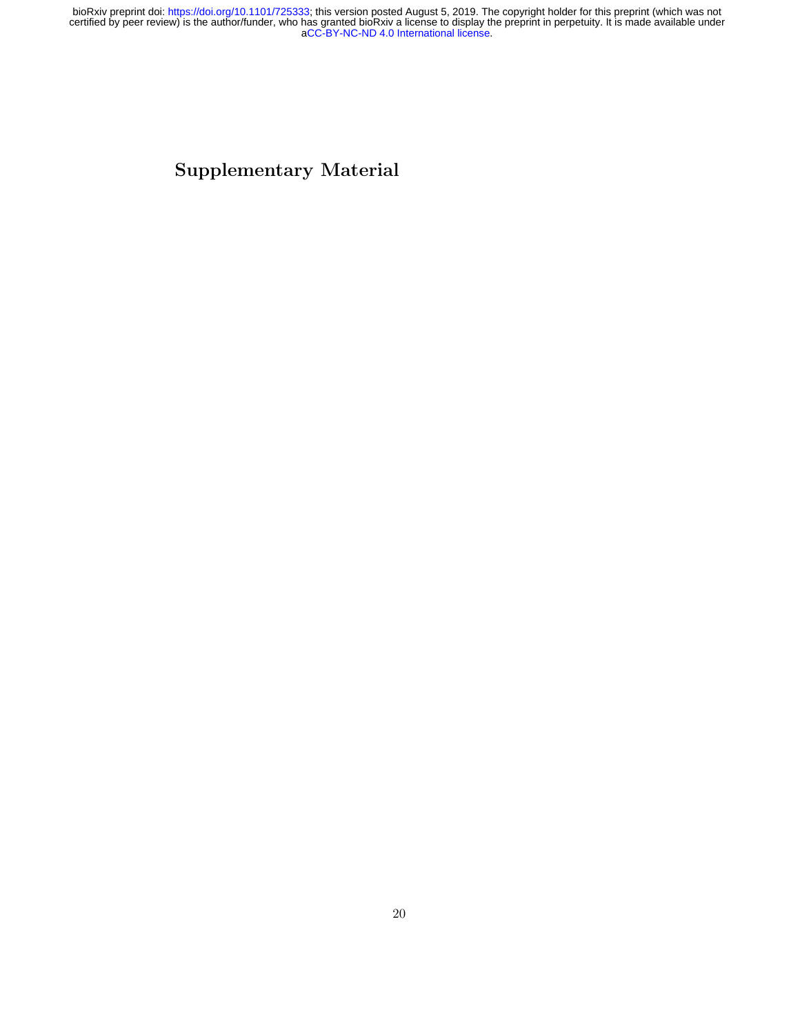# Supplementary Material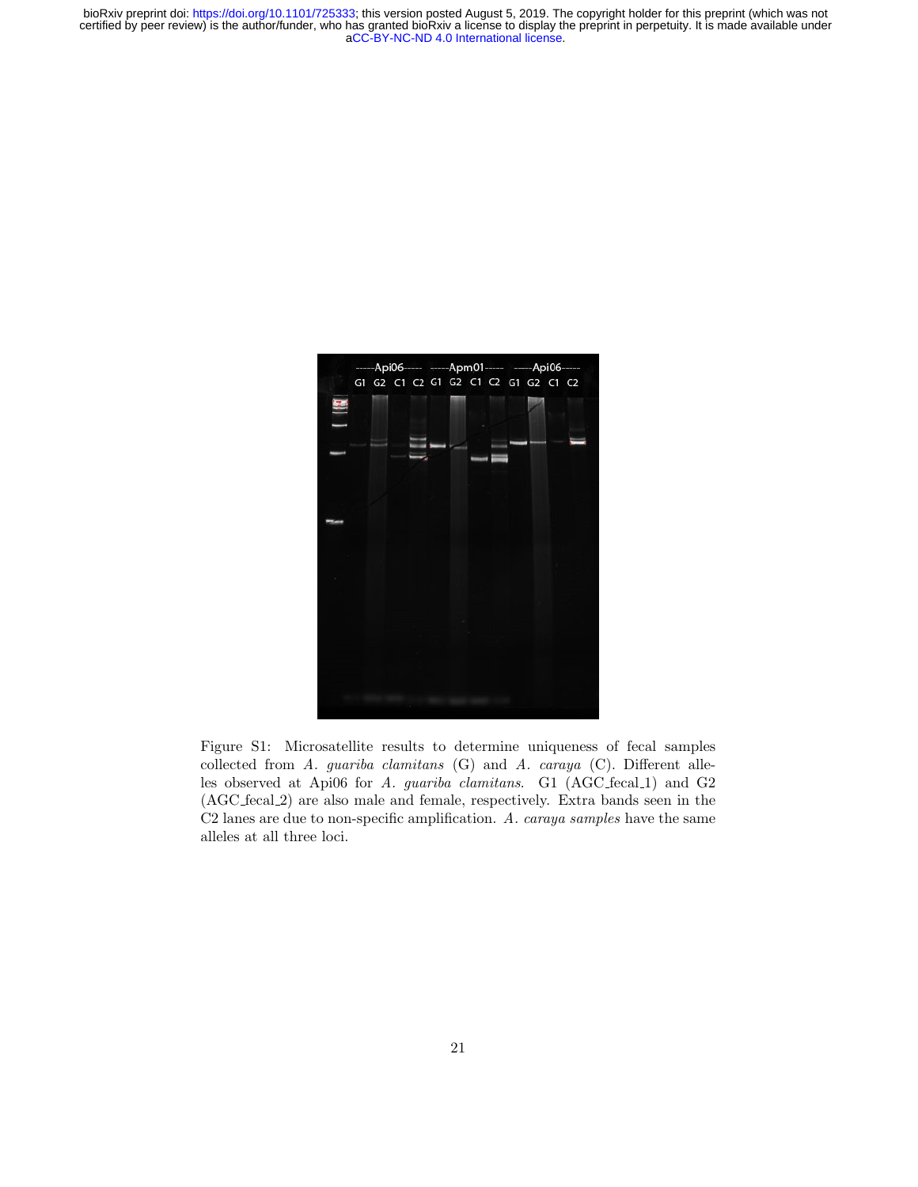Figure S1: Microsatellite results to determine uniqueness of fecal samples collected from *A. guariba clamitans* (G) and *A. caraya* (C). Different alleles observed at Api06 for *A. guariba clamitans*. G1 (AGC_fecal_1) and G2 (AGC_fecal_2) are also male and female, respectively. Extra bands seen in the C2 lanes are due to non-specific amplification. *A. caraya samples* have the same alleles at all three loci.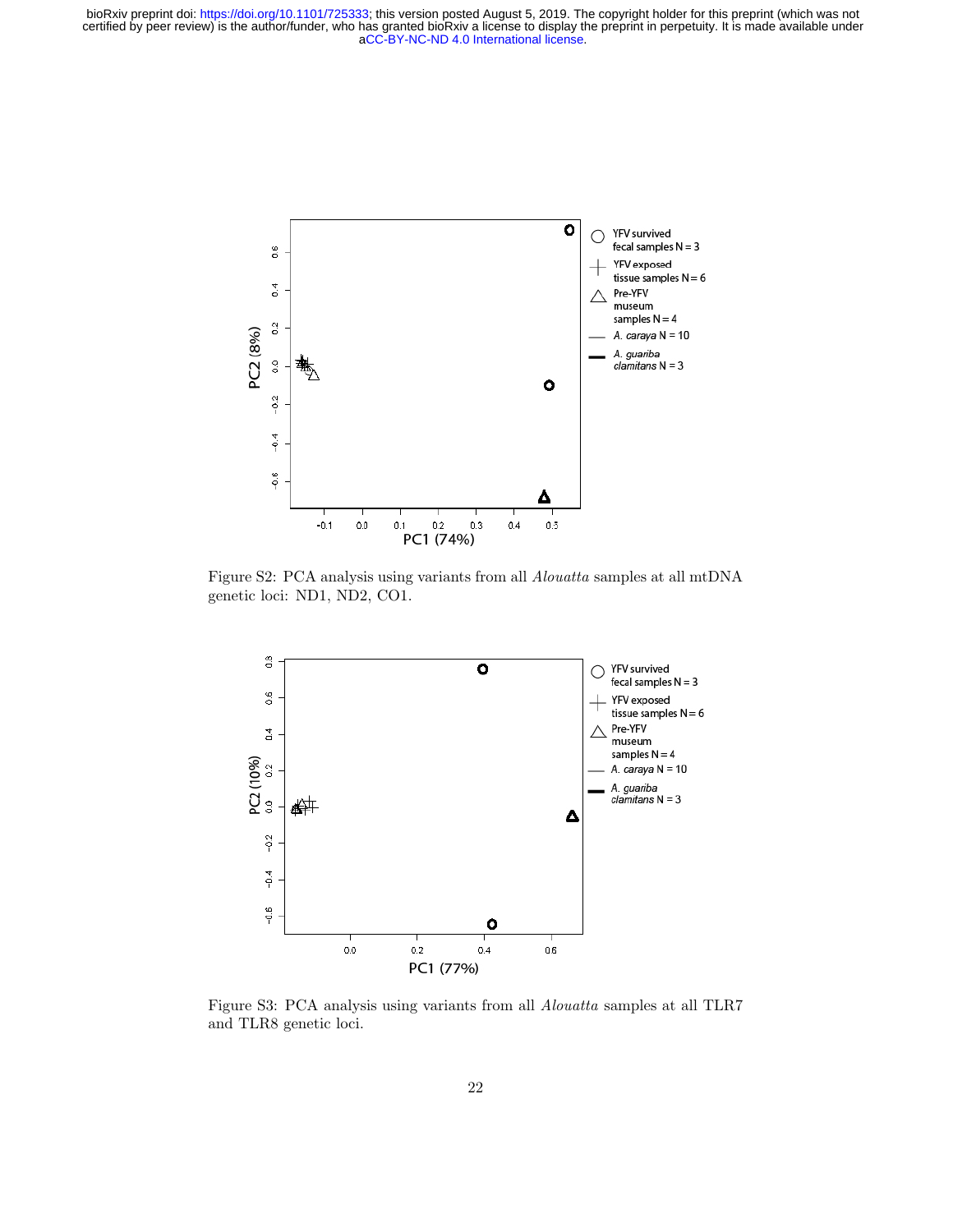Figure S2: PCA analysis using variants from all *Alouatta* samples at all mtDNA genetic loci: ND1, ND2, CO1.

Figure S3: PCA analysis using variants from all *Alouatta* samples at all TLR7 and TLR8 genetic loci.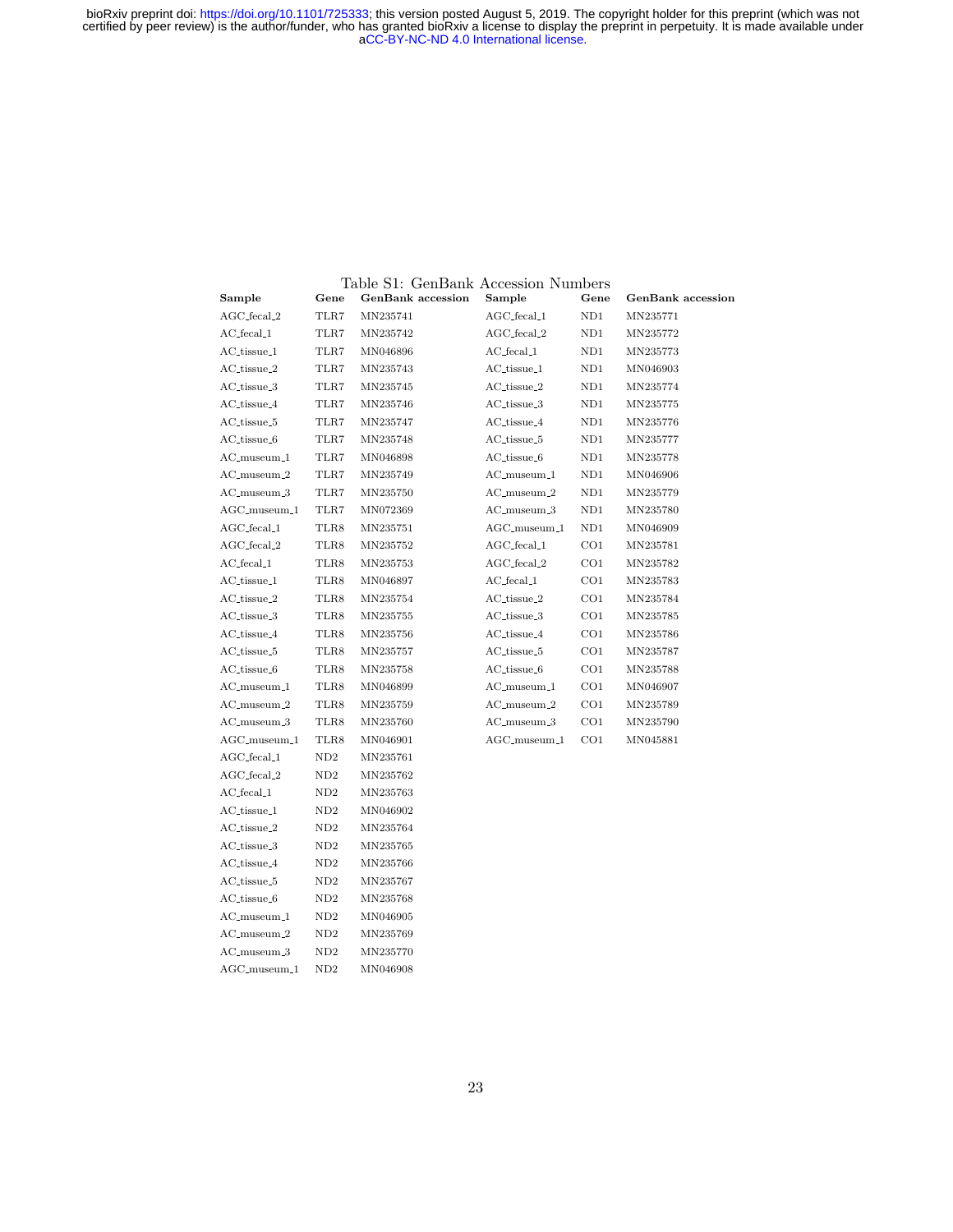Table S1: GenBank Accession Numbers

| Sample | Gene | GenBank accession | Sample | Gene | GenBank accession |
|---|---|---|---|---|---|
| AGC_fecal_2 | TLR7 | MN235741 | AGC_fecal_1 | ND1 | MN235771 |
| AC_fecal_1 | TLR7 | MN235742 | AGC_fecal_2 | ND1 | MN235772 |
| AC_tissue_1 | TLR7 | MN046896 | AC_fecal_1 | ND1 | MN235773 |
| AC_tissue_2 | TLR7 | MN235743 | AC_tissue_1 | ND1 | MN046903 |
| AC_tissue_3 | TLR7 | MN235745 | AC_tissue_2 | ND1 | MN235774 |
| AC_tissue_4 | TLR7 | MN235746 | AC_tissue_3 | ND1 | MN235775 |
| AC_tissue_5 | TLR7 | MN235747 | AC_tissue_4 | ND1 | MN235776 |
| AC_tissue_6 | TLR7 | MN235748 | AC_tissue_5 | ND1 | MN235777 |
| AC_museum_1 | TLR7 | MN046898 | AC_tissue_6 | ND1 | MN235778 |
| AC_museum_2 | TLR7 | MN235749 | AC_museum_1 | ND1 | MN046906 |
| AC_museum_3 | TLR7 | MN235750 | AC_museum_2 | ND1 | MN235779 |
| AGC_museum_1 | TLR7 | MN072369 | AC_museum_3 | ND1 | MN235780 |
| AGC_fecal_1 | TLR8 | MN235751 | AGC_museum_1 | ND1 | MN046909 |
| AGC_fecal_2 | TLR8 | MN235752 | AGC_fecal_1 | CO1 | MN235781 |
| AC_fecal_1 | TLR8 | MN235753 | AGC_fecal_2 | CO1 | MN235782 |
| AC_tissue_1 | TLR8 | MN046897 | AC_fecal_1 | CO1 | MN235783 |
| AC_tissue_2 | TLR8 | MN235754 | AC_tissue_2 | CO1 | MN235784 |
| AC_tissue_3 | TLR8 | MN235755 | AC_tissue_3 | CO1 | MN235785 |
| AC_tissue_4 | TLR8 | MN235756 | AC_tissue_4 | CO1 | MN235786 |
| AC_tissue_5 | TLR8 | MN235757 | AC_tissue_5 | CO1 | MN235787 |
| AC_tissue_6 | TLR8 | MN235758 | AC_tissue_6 | CO1 | MN235788 |
| AC_museum_1 | TLR8 | MN046899 | AC_museum_1 | CO1 | MN046907 |
| AC_museum_2 | TLR8 | MN235759 | AC_museum_2 | CO1 | MN235789 |
| AC_museum_3 | TLR8 | MN235760 | AC_museum_3 | CO1 | MN235790 |
| AGC_museum_1 | TLR8 | MN046901 | AGC_museum_1 | CO1 | MN045881 |
| AGC_fecal_1 | ND2 | MN235761 | | | |
| AGC_fecal_2 | ND2 | MN235762 | | | |
| AC_fecal_1 | ND2 | MN235763 | | | |
| AC_tissue_1 | ND2 | MN046902 | | | |
| AC_tissue_2 | ND2 | MN235764 | | | |
| AC_tissue_3 | ND2 | MN235765 | | | |
| AC_tissue_4 | ND2 | MN235766 | | | |
| AC_tissue_5 | ND2 | MN235767 | | | |
| AC_tissue_6 | ND2 | MN235768 | | | |
| AC_museum_1 | ND2 | MN046905 | | | |
| AC_museum_2 | ND2 | MN235769 | | | |
| AC_museum_3 | ND2 | MN235770 | | | |
| AGC_museum_1 | ND2 | MN046908 | | | |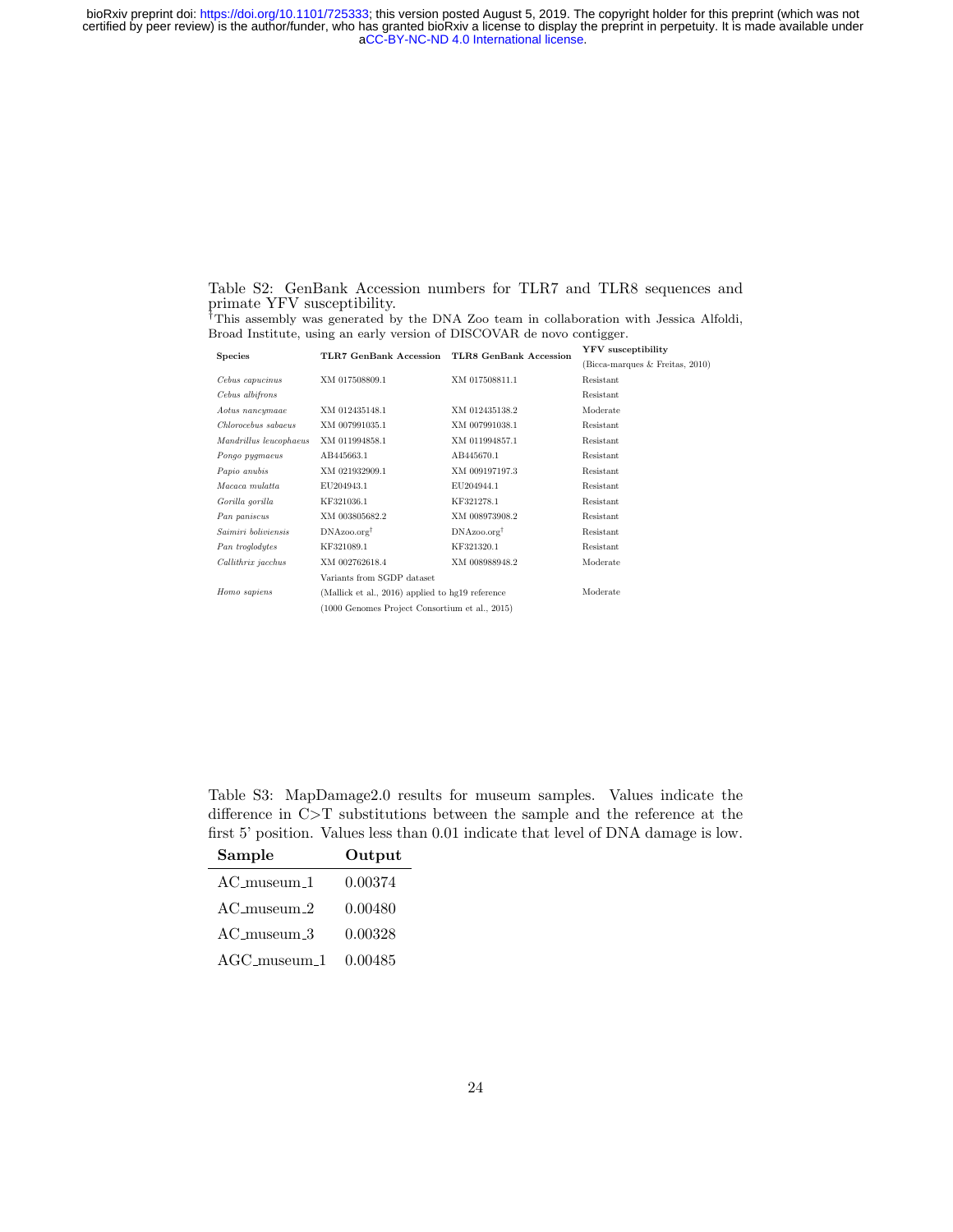Table S2: GenBank Accession numbers for TLR7 and TLR8 sequences and primate YFV susceptibility.

†This assembly was generated by the DNA Zoo team in collaboration with Jessica Alfoldi, Broad Institute, using an early version of DISCOVAR de novo contigger.

| Species | TLR7 GenBank Accession | TLR8 GenBank Accession | YFV susceptibility (Bicca-marques & Freitas, 2010) |
|---|---|---|---|
| *Cebus capucinus* | XM 017508809.1 | XM 017508811.1 | Resistant |
| *Cebus albifrons* | | | Resistant |
| *Aotus nancymaae* | XM 012435148.1 | XM 012435138.2 | Moderate |
| *Chlorocebus sabaeus* | XM 007991035.1 | XM 007991038.1 | Resistant |
| *Mandrillus leucophaeus* | XM 011994858.1 | XM 011994857.1 | Resistant |
| *Pongo pygmaeus* | AB445663.1 | AB445670.1 | Resistant |
| *Papio anubis* | XM 021932909.1 | XM 009197197.3 | Resistant |
| *Macaca mulatta* | EU204943.1 | EU204944.1 | Resistant |
| *Gorilla gorilla* | KF321036.1 | KF321278.1 | Resistant |
| *Pan paniscus* | XM 003805682.2 | XM 008973908.2 | Resistant |
| *Saimiri boliviensis* | DNAzoo.org† | DNAzoo.org† | Resistant |
| *Pan troglodytes* | KF321089.1 | KF321320.1 | Resistant |
| *Callithrix jacchus* | XM 002762618.4 | XM 008988948.2 | Moderate |
| *Homo sapiens* | Variants from SGDP dataset (Mallick et al., 2016) applied to hg19 reference (1000 Genomes Project Consortium et al., 2015) | | Moderate |

Table S3: MapDamage2.0 results for museum samples. Values indicate the difference in C>T substitutions between the sample and the reference at the first 5' position. Values less than 0.01 indicate that level of DNA damage is low.

| Sample | Output |
|---|---|
| AC_museum_1 | 0.00374 |
| AC_museum_2 | 0.00480 |
| AC_museum_3 | 0.00328 |
| AGC_museum_1 | 0.00485 |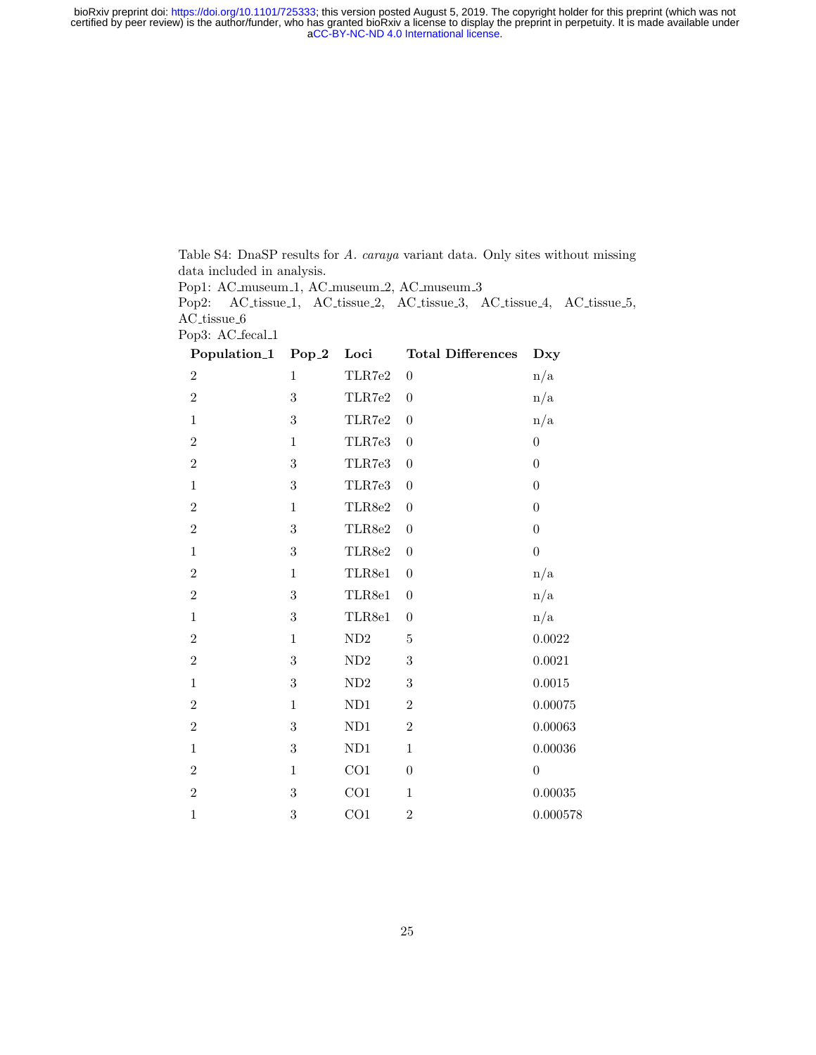Table S4: DnaSP results for *A. caraya* variant data. Only sites without missing data included in analysis.

Pop1: AC_museum_1, AC_museum_2, AC_museum_3

Pop2: AC_tissue_1, AC_tissue_2, AC_tissue_3, AC_tissue_4, AC_tissue_5, AC_tissue_6

Pop3: AC_fecal_1

| Population_1 | Pop_2 | Loci | Total Differences | Dxy |
|---|---|---|---|---|
| 2 | 1 | TLR7e2 | 0 | n/a |
| 2 | 3 | TLR7e2 | 0 | n/a |
| 1 | 3 | TLR7e2 | 0 | n/a |
| 2 | 1 | TLR7e3 | 0 | 0 |
| 2 | 3 | TLR7e3 | 0 | 0 |
| 1 | 3 | TLR7e3 | 0 | 0 |
| 2 | 1 | TLR8e2 | 0 | 0 |
| 2 | 3 | TLR8e2 | 0 | 0 |
| 1 | 3 | TLR8e2 | 0 | 0 |
| 2 | 1 | TLR8e1 | 0 | n/a |
| 2 | 3 | TLR8e1 | 0 | n/a |
| 1 | 3 | TLR8e1 | 0 | n/a |
| 2 | 1 | ND2 | 5 | 0.0022 |
| 2 | 3 | ND2 | 3 | 0.0021 |
| 1 | 3 | ND2 | 3 | 0.0015 |
| 2 | 1 | ND1 | 2 | 0.00075 |
| 2 | 3 | ND1 | 2 | 0.00063 |
| 1 | 3 | ND1 | 1 | 0.00036 |
| 2 | 1 | CO1 | 0 | 0 |
| 2 | 3 | CO1 | 1 | 0.00035 |
| 1 | 3 | CO1 | 2 | 0.000578 |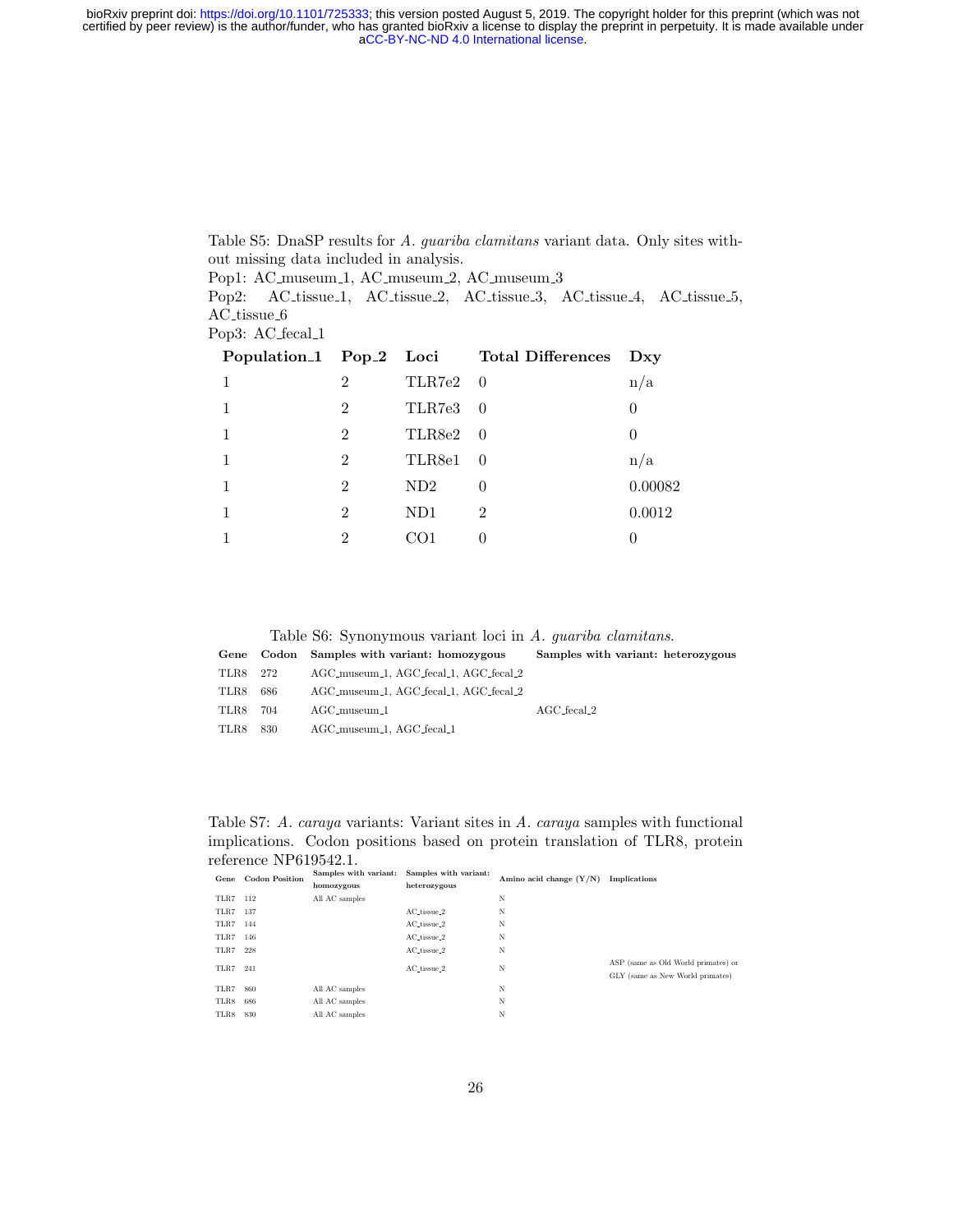Table S5: DnaSP results for *A. guariba clamitans* variant data. Only sites without missing data included in analysis.

Pop1: AC_museum_1, AC_museum_2, AC_museum_3

Pop2: AC_tissue_1, AC_tissue_2, AC_tissue_3, AC_tissue_4, AC_tissue_5, AC_tissue_6

Pop3: AC_fecal_1

| Population_1 | Pop_2 | Loci | Total Differences | Dxy |
|---|---|---|---|---|
| 1 | 2 | TLR7e2 | 0 | n/a |
| 1 | 2 | TLR7e3 | 0 | 0 |
| 1 | 2 | TLR8e2 | 0 | 0 |
| 1 | 2 | TLR8e1 | 0 | n/a |
| 1 | 2 | ND2 | 0 | 0.00082 |
| 1 | 2 | ND1 | 2 | 0.0012 |
| 1 | 2 | CO1 | 0 | 0 |

Table S6: Synonymous variant loci in *A. guariba clamitans*.

| Gene | Codon | Samples with variant: homozygous | Samples with variant: heterozygous |
|---|---|---|---|
| TLR8 | 272 | AGC_museum_1, AGC_fecal_1, AGC_fecal_2 | |
| TLR8 | 686 | AGC_museum_1, AGC_fecal_1, AGC_fecal_2 | |
| TLR8 | 704 | AGC_museum_1 | AGC_fecal_2 |
| TLR8 | 830 | AGC_museum_1, AGC_fecal_1 | |

Table S7: *A. caraya* variants: Variant sites in *A. caraya* samples with functional implications. Codon positions based on protein translation of TLR8, protein reference NP619542.1.

| Gene | Codon Position | Samples with variant: homozygous | Samples with variant: heterozygous | Amino acid change (Y/N) | Implications |
|---|---|---|---|---|---|
| TLR7 | 112 | All AC samples | | N | |
| TLR7 | 137 | | AC_tissue_2 | N | |
| TLR7 | 144 | | AC_tissue_2 | N | |
| TLR7 | 146 | | AC_tissue_2 | N | |
| TLR7 | 228 | | AC_tissue_2 | N | |
| TLR7 | 241 | | AC_tissue_2 | N | ASP (same as Old World primates) or GLY (same as New World primates) |
| TLR7 | 860 | All AC samples | | N | |
| TLR8 | 686 | All AC samples | | N | |
| TLR8 | 830 | All AC samples | | N | |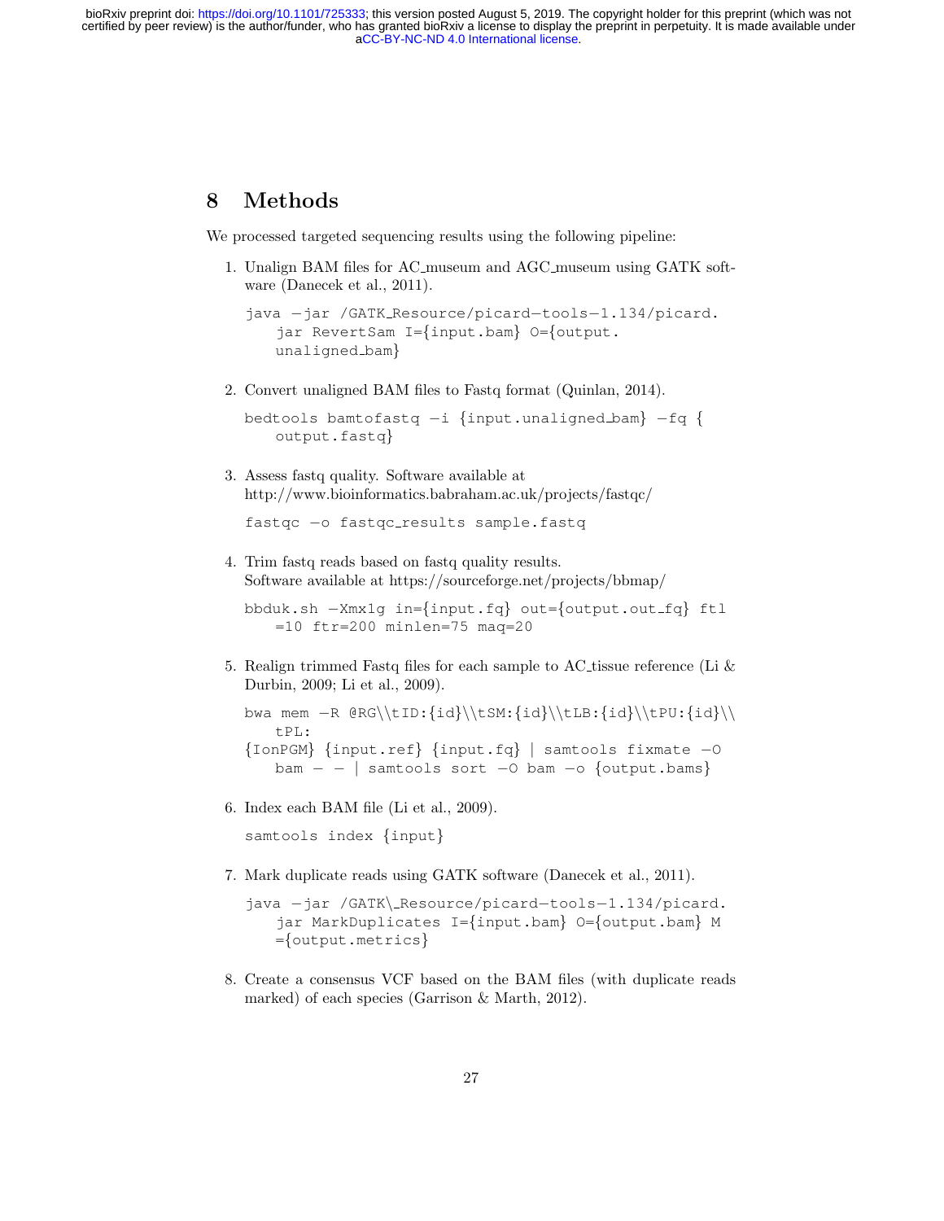# 8 Methods

We processed targeted sequencing results using the following pipeline:

1. Unalign BAM files for AC_museum and AGC_museum using GATK software (Danecek et al., 2011).

   ```
   java -jar /GATK_Resource/picard-tools-1.134/picard.
       jar RevertSam I={input.bam} O={output.
       unaligned_bam}
   ```

2. Convert unaligned BAM files to Fastq format (Quinlan, 2014).

   ```
   bedtools bamtofastq -i {input.unaligned_bam} -fq {
       output.fastq}
   ```

3. Assess fastq quality. Software available at http://www.bioinformatics.babraham.ac.uk/projects/fastqc/

   ```
   fastqc -o fastqc_results sample.fastq
   ```

4. Trim fastq reads based on fastq quality results.
   Software available at https://sourceforge.net/projects/bbmap/

   ```
   bbduk.sh -Xmx1g in={input.fq} out={output.out_fq} ftl
       =10 ftr=200 minlen=75 maq=20
   ```

5. Realign trimmed Fastq files for each sample to AC_tissue reference (Li & Durbin, 2009; Li et al., 2009).

   ```
   bwa mem -R @RG\\tID:{id}\\tSM:{id}\\tLB:{id}\\tPU:{id}\\
       tPL:
   {IonPGM} {input.ref} {input.fq} | samtools fixmate -O
       bam - - | samtools sort -O bam -o {output.bams}
   ```

6. Index each BAM file (Li et al., 2009).

   ```
   samtools index {input}
   ```

7. Mark duplicate reads using GATK software (Danecek et al., 2011).

   ```
   java -jar /GATK\_Resource/picard-tools-1.134/picard.
       jar MarkDuplicates I={input.bam} O={output.bam} M
       ={output.metrics}
   ```

8. Create a consensus VCF based on the BAM files (with duplicate reads marked) of each species (Garrison & Marth, 2012).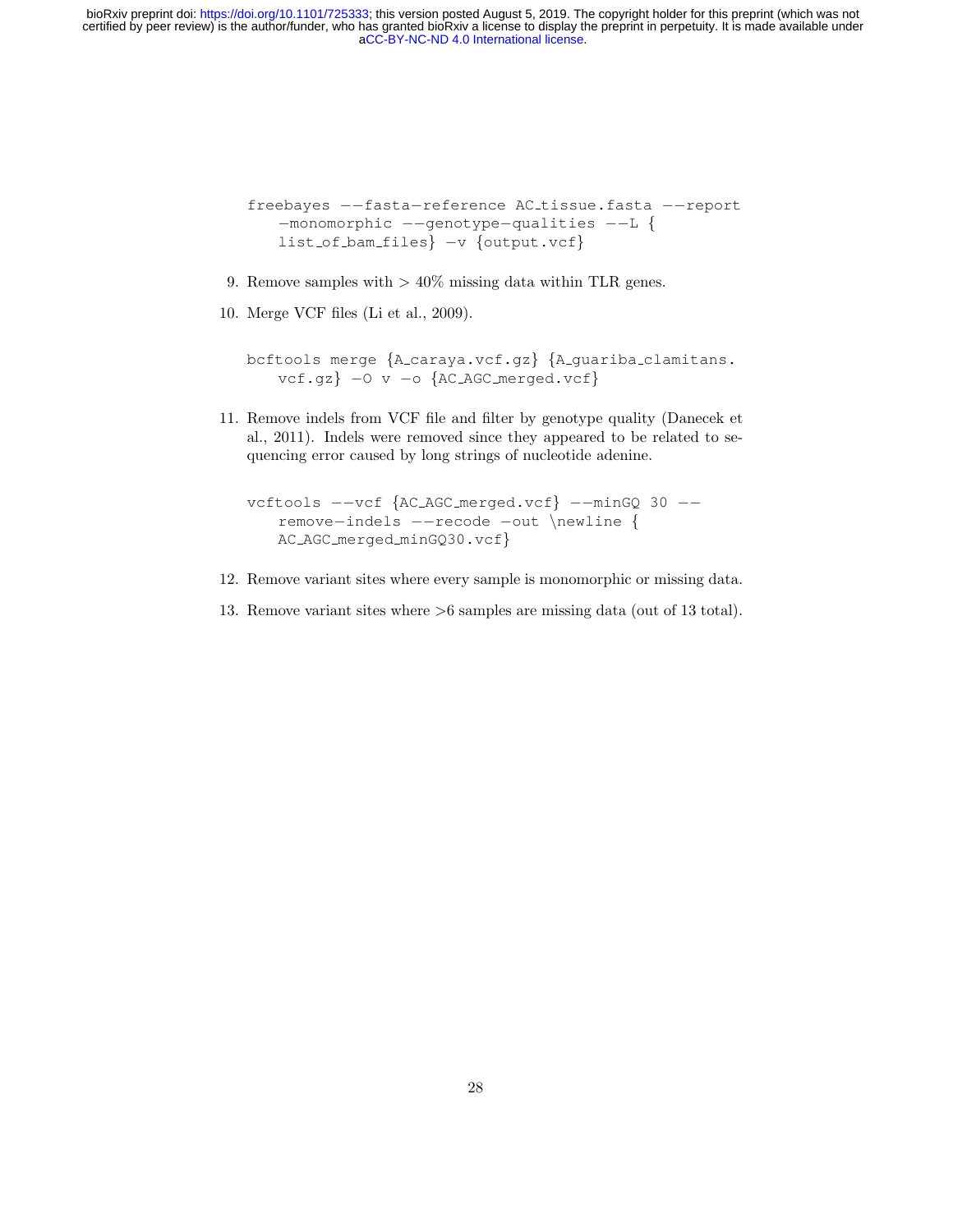```
freebayes --fasta-reference AC_tissue.fasta --report
    -monomorphic --genotype-qualities --L {
    list_of_bam_files} -v {output.vcf}
```

9. Remove samples with > 40% missing data within TLR genes.

10. Merge VCF files (Li et al., 2009).

```
bcftools merge {A_caraya.vcf.gz} {A_guariba_clamitans.
    vcf.gz} -O v -o {AC_AGC_merged.vcf}
```

11. Remove indels from VCF file and filter by genotype quality (Danecek et al., 2011). Indels were removed since they appeared to be related to sequencing error caused by long strings of nucleotide adenine.

```
vcftools --vcf {AC_AGC_merged.vcf} --minGQ 30 --
    remove-indels --recode -out \newline {
    AC_AGC_merged_minGQ30.vcf}
```

12. Remove variant sites where every sample is monomorphic or missing data.

13. Remove variant sites where >6 samples are missing data (out of 13 total).